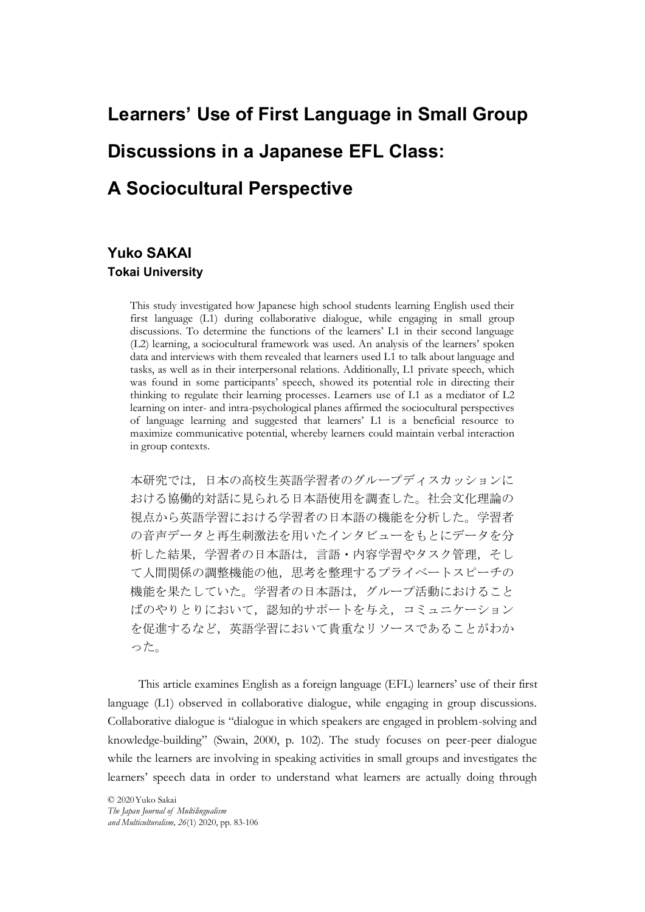# Learners' Use of First Language in Small Group Discussions in a Japanese EFL Class: A Sociocultural Perspective

**Yuko SAKAI**
**Tokai University**

This study investigated how Japanese high school students learning English used their first language (L1) during collaborative dialogue, while engaging in small group discussions. To determine the functions of the learners' L1 in their second language (L2) learning, a sociocultural framework was used. An analysis of the learners' spoken data and interviews with them revealed that learners used L1 to talk about language and tasks, as well as in their interpersonal relations. Additionally, L1 private speech, which was found in some participants' speech, showed its potential role in directing their thinking to regulate their learning processes. Learners use of L1 as a mediator of L2 learning on inter- and intra-psychological planes affirmed the sociocultural perspectives of language learning and suggested that learners' L1 is a beneficial resource to maximize communicative potential, whereby learners could maintain verbal interaction in group contexts.

本研究では，日本の高校生英語学習者のグループディスカッションにおける協働的対話に見られる日本語使用を調査した。社会文化理論の視点から英語学習における学習者の日本語の機能を分析した。学習者の音声データと再生刺激法を用いたインタビューをもとにデータを分析した結果，学習者の日本語は，言語・内容学習やタスク管理，そして人間関係の調整機能の他，思考を整理するプライベートスピーチの機能を果たしていた。学習者の日本語は，グループ活動におけることばのやりとりにおいて，認知的サポートを与え，コミュニケーションを促進するなど，英語学習において貴重なリソースであることがわかった。

This article examines English as a foreign language (EFL) learners' use of their first language (L1) observed in collaborative dialogue, while engaging in group discussions. Collaborative dialogue is "dialogue in which speakers are engaged in problem-solving and knowledge-building" (Swain, 2000, p. 102). The study focuses on peer-peer dialogue while the learners are involving in speaking activities in small groups and investigates the learners' speech data in order to understand what learners are actually doing through

© 2020 Yuko Sakai
*The Japan Journal of Multilingualism and Multiculturalism, 26*(1) 2020, pp. 83-106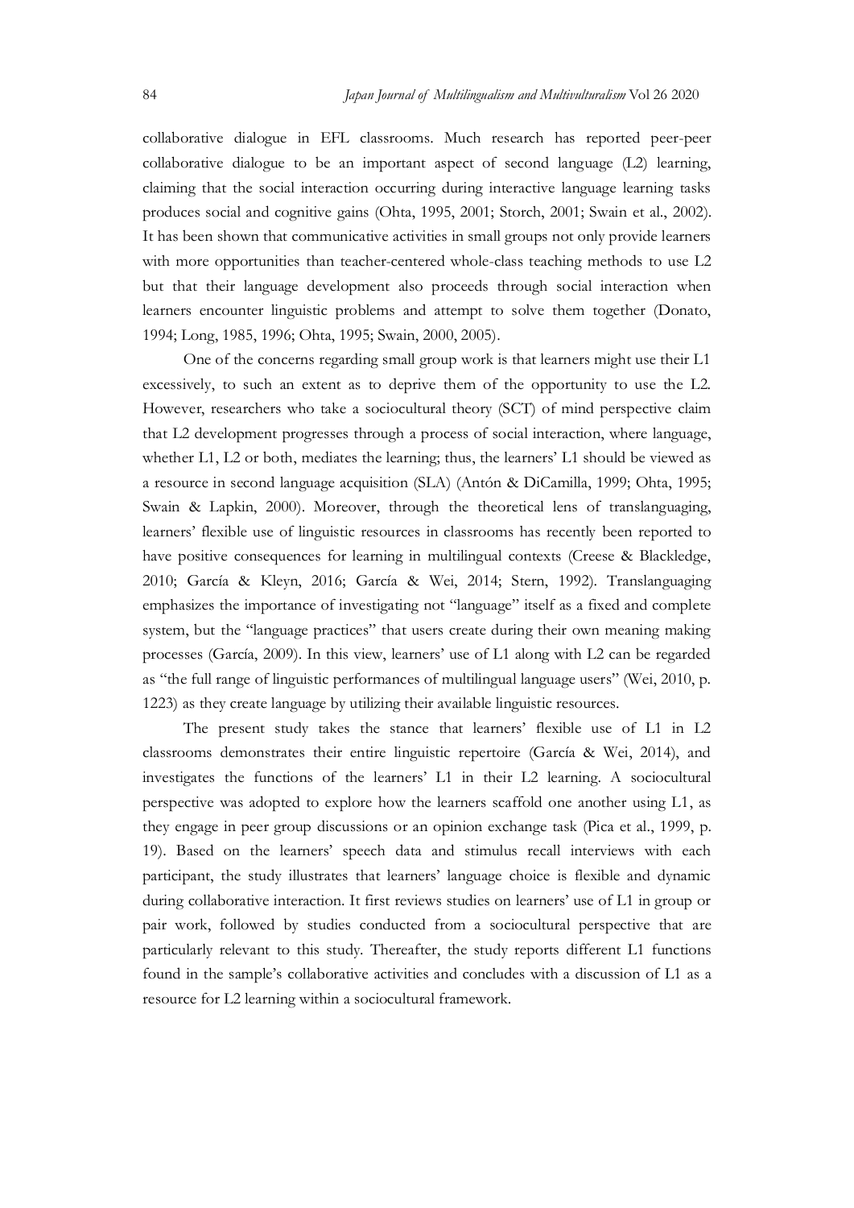collaborative dialogue in EFL classrooms. Much research has reported peer-peer collaborative dialogue to be an important aspect of second language (L2) learning, claiming that the social interaction occurring during interactive language learning tasks produces social and cognitive gains (Ohta, 1995, 2001; Storch, 2001; Swain et al., 2002). It has been shown that communicative activities in small groups not only provide learners with more opportunities than teacher-centered whole-class teaching methods to use L2 but that their language development also proceeds through social interaction when learners encounter linguistic problems and attempt to solve them together (Donato, 1994; Long, 1985, 1996; Ohta, 1995; Swain, 2000, 2005).

One of the concerns regarding small group work is that learners might use their L1 excessively, to such an extent as to deprive them of the opportunity to use the L2. However, researchers who take a sociocultural theory (SCT) of mind perspective claim that L2 development progresses through a process of social interaction, where language, whether L1, L2 or both, mediates the learning; thus, the learners' L1 should be viewed as a resource in second language acquisition (SLA) (Antón & DiCamilla, 1999; Ohta, 1995; Swain & Lapkin, 2000). Moreover, through the theoretical lens of translanguaging, learners' flexible use of linguistic resources in classrooms has recently been reported to have positive consequences for learning in multilingual contexts (Creese & Blackledge, 2010; García & Kleyn, 2016; García & Wei, 2014; Stern, 1992). Translanguaging emphasizes the importance of investigating not "language" itself as a fixed and complete system, but the "language practices" that users create during their own meaning making processes (García, 2009). In this view, learners' use of L1 along with L2 can be regarded as "the full range of linguistic performances of multilingual language users" (Wei, 2010, p. 1223) as they create language by utilizing their available linguistic resources.

The present study takes the stance that learners' flexible use of L1 in L2 classrooms demonstrates their entire linguistic repertoire (García & Wei, 2014), and investigates the functions of the learners' L1 in their L2 learning. A sociocultural perspective was adopted to explore how the learners scaffold one another using L1, as they engage in peer group discussions or an opinion exchange task (Pica et al., 1999, p. 19). Based on the learners' speech data and stimulus recall interviews with each participant, the study illustrates that learners' language choice is flexible and dynamic during collaborative interaction. It first reviews studies on learners' use of L1 in group or pair work, followed by studies conducted from a sociocultural perspective that are particularly relevant to this study. Thereafter, the study reports different L1 functions found in the sample's collaborative activities and concludes with a discussion of L1 as a resource for L2 learning within a sociocultural framework.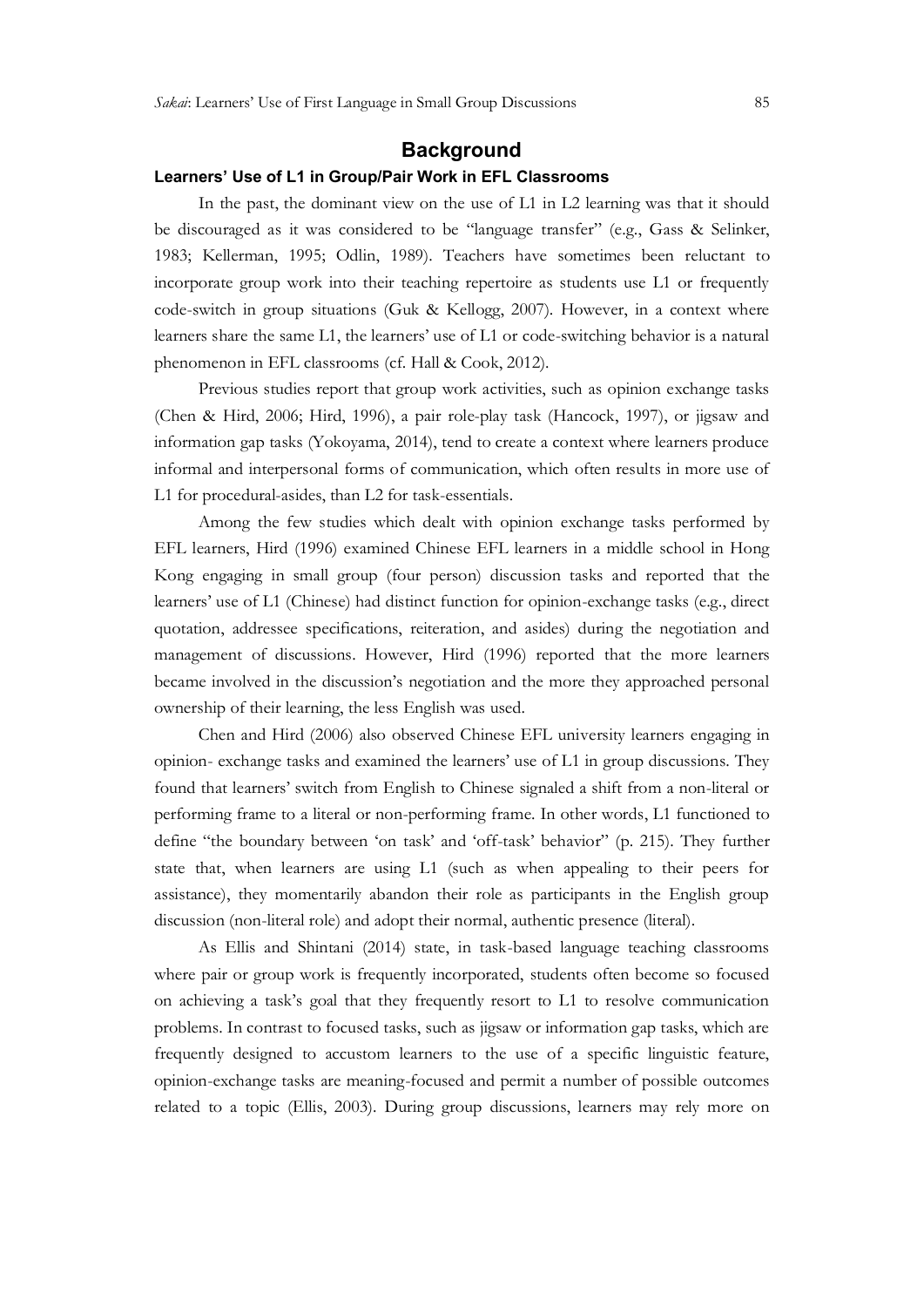## Background

### Learners' Use of L1 in Group/Pair Work in EFL Classrooms

In the past, the dominant view on the use of L1 in L2 learning was that it should be discouraged as it was considered to be "language transfer" (e.g., Gass & Selinker, 1983; Kellerman, 1995; Odlin, 1989). Teachers have sometimes been reluctant to incorporate group work into their teaching repertoire as students use L1 or frequently code-switch in group situations (Guk & Kellogg, 2007). However, in a context where learners share the same L1, the learners' use of L1 or code-switching behavior is a natural phenomenon in EFL classrooms (cf. Hall & Cook, 2012).

Previous studies report that group work activities, such as opinion exchange tasks (Chen & Hird, 2006; Hird, 1996), a pair role-play task (Hancock, 1997), or jigsaw and information gap tasks (Yokoyama, 2014), tend to create a context where learners produce informal and interpersonal forms of communication, which often results in more use of L1 for procedural-asides, than L2 for task-essentials.

Among the few studies which dealt with opinion exchange tasks performed by EFL learners, Hird (1996) examined Chinese EFL learners in a middle school in Hong Kong engaging in small group (four person) discussion tasks and reported that the learners' use of L1 (Chinese) had distinct function for opinion-exchange tasks (e.g., direct quotation, addressee specifications, reiteration, and asides) during the negotiation and management of discussions. However, Hird (1996) reported that the more learners became involved in the discussion's negotiation and the more they approached personal ownership of their learning, the less English was used.

Chen and Hird (2006) also observed Chinese EFL university learners engaging in opinion- exchange tasks and examined the learners' use of L1 in group discussions. They found that learners' switch from English to Chinese signaled a shift from a non-literal or performing frame to a literal or non-performing frame. In other words, L1 functioned to define "the boundary between 'on task' and 'off-task' behavior" (p. 215). They further state that, when learners are using L1 (such as when appealing to their peers for assistance), they momentarily abandon their role as participants in the English group discussion (non-literal role) and adopt their normal, authentic presence (literal).

As Ellis and Shintani (2014) state, in task-based language teaching classrooms where pair or group work is frequently incorporated, students often become so focused on achieving a task's goal that they frequently resort to L1 to resolve communication problems. In contrast to focused tasks, such as jigsaw or information gap tasks, which are frequently designed to accustom learners to the use of a specific linguistic feature, opinion-exchange tasks are meaning-focused and permit a number of possible outcomes related to a topic (Ellis, 2003). During group discussions, learners may rely more on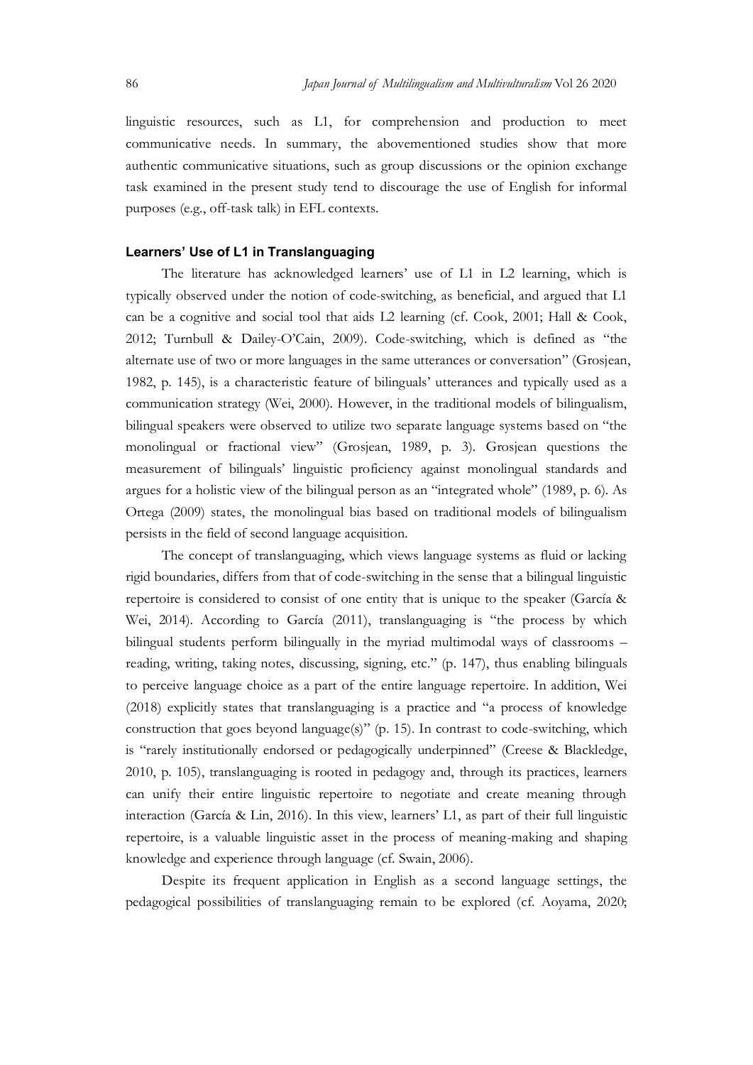linguistic resources, such as L1, for comprehension and production to meet communicative needs. In summary, the abovementioned studies show that more authentic communicative situations, such as group discussions or the opinion exchange task examined in the present study tend to discourage the use of English for informal purposes (e.g., off-task talk) in EFL contexts.

### Learners' Use of L1 in Translanguaging

The literature has acknowledged learners' use of L1 in L2 learning, which is typically observed under the notion of code-switching, as beneficial, and argued that L1 can be a cognitive and social tool that aids L2 learning (cf. Cook, 2001; Hall & Cook, 2012; Turnbull & Dailey-O'Cain, 2009). Code-switching, which is defined as "the alternate use of two or more languages in the same utterances or conversation" (Grosjean, 1982, p. 145), is a characteristic feature of bilinguals' utterances and typically used as a communication strategy (Wei, 2000). However, in the traditional models of bilingualism, bilingual speakers were observed to utilize two separate language systems based on "the monolingual or fractional view" (Grosjean, 1989, p. 3). Grosjean questions the measurement of bilinguals' linguistic proficiency against monolingual standards and argues for a holistic view of the bilingual person as an "integrated whole" (1989, p. 6). As Ortega (2009) states, the monolingual bias based on traditional models of bilingualism persists in the field of second language acquisition.

The concept of translanguaging, which views language systems as fluid or lacking rigid boundaries, differs from that of code-switching in the sense that a bilingual linguistic repertoire is considered to consist of one entity that is unique to the speaker (García & Wei, 2014). According to García (2011), translanguaging is "the process by which bilingual students perform bilingually in the myriad multimodal ways of classrooms – reading, writing, taking notes, discussing, signing, etc." (p. 147), thus enabling bilinguals to perceive language choice as a part of the entire language repertoire. In addition, Wei (2018) explicitly states that translanguaging is a practice and "a process of knowledge construction that goes beyond language(s)" (p. 15). In contrast to code-switching, which is "rarely institutionally endorsed or pedagogically underpinned" (Creese & Blackledge, 2010, p. 105), translanguaging is rooted in pedagogy and, through its practices, learners can unify their entire linguistic repertoire to negotiate and create meaning through interaction (García & Lin, 2016). In this view, learners' L1, as part of their full linguistic repertoire, is a valuable linguistic asset in the process of meaning-making and shaping knowledge and experience through language (cf. Swain, 2006).

Despite its frequent application in English as a second language settings, the pedagogical possibilities of translanguaging remain to be explored (cf. Aoyama, 2020;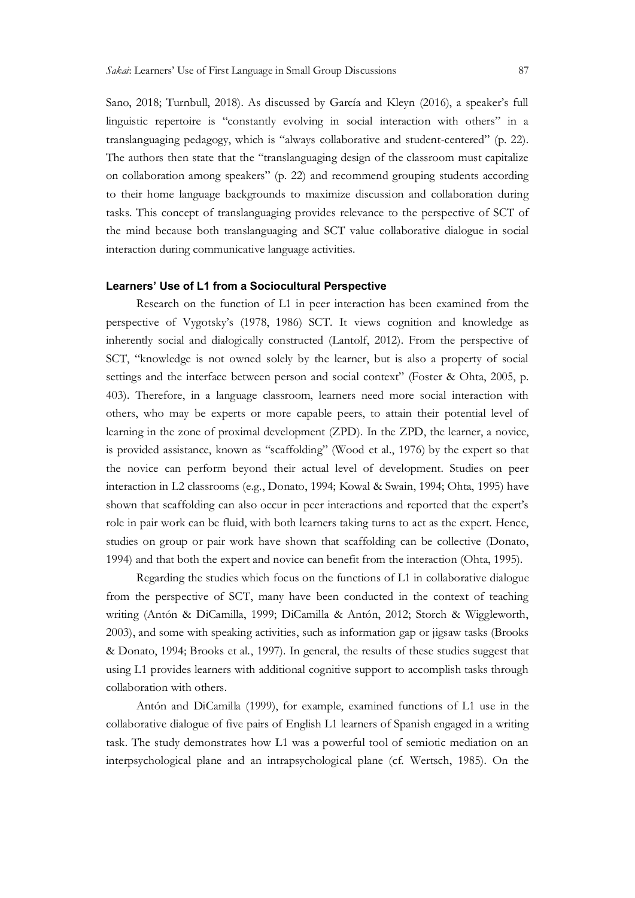Sano, 2018; Turnbull, 2018). As discussed by García and Kleyn (2016), a speaker's full linguistic repertoire is "constantly evolving in social interaction with others" in a translanguaging pedagogy, which is "always collaborative and student-centered" (p. 22). The authors then state that the "translanguaging design of the classroom must capitalize on collaboration among speakers" (p. 22) and recommend grouping students according to their home language backgrounds to maximize discussion and collaboration during tasks. This concept of translanguaging provides relevance to the perspective of SCT of the mind because both translanguaging and SCT value collaborative dialogue in social interaction during communicative language activities.

### Learners' Use of L1 from a Sociocultural Perspective

Research on the function of L1 in peer interaction has been examined from the perspective of Vygotsky's (1978, 1986) SCT. It views cognition and knowledge as inherently social and dialogically constructed (Lantolf, 2012). From the perspective of SCT, "knowledge is not owned solely by the learner, but is also a property of social settings and the interface between person and social context" (Foster & Ohta, 2005, p. 403). Therefore, in a language classroom, learners need more social interaction with others, who may be experts or more capable peers, to attain their potential level of learning in the zone of proximal development (ZPD). In the ZPD, the learner, a novice, is provided assistance, known as "scaffolding" (Wood et al., 1976) by the expert so that the novice can perform beyond their actual level of development. Studies on peer interaction in L2 classrooms (e.g., Donato, 1994; Kowal & Swain, 1994; Ohta, 1995) have shown that scaffolding can also occur in peer interactions and reported that the expert's role in pair work can be fluid, with both learners taking turns to act as the expert. Hence, studies on group or pair work have shown that scaffolding can be collective (Donato, 1994) and that both the expert and novice can benefit from the interaction (Ohta, 1995).

Regarding the studies which focus on the functions of L1 in collaborative dialogue from the perspective of SCT, many have been conducted in the context of teaching writing (Antón & DiCamilla, 1999; DiCamilla & Antón, 2012; Storch & Wiggleworth, 2003), and some with speaking activities, such as information gap or jigsaw tasks (Brooks & Donato, 1994; Brooks et al., 1997). In general, the results of these studies suggest that using L1 provides learners with additional cognitive support to accomplish tasks through collaboration with others.

Antón and DiCamilla (1999), for example, examined functions of L1 use in the collaborative dialogue of five pairs of English L1 learners of Spanish engaged in a writing task. The study demonstrates how L1 was a powerful tool of semiotic mediation on an interpsychological plane and an intrapsychological plane (cf. Wertsch, 1985). On the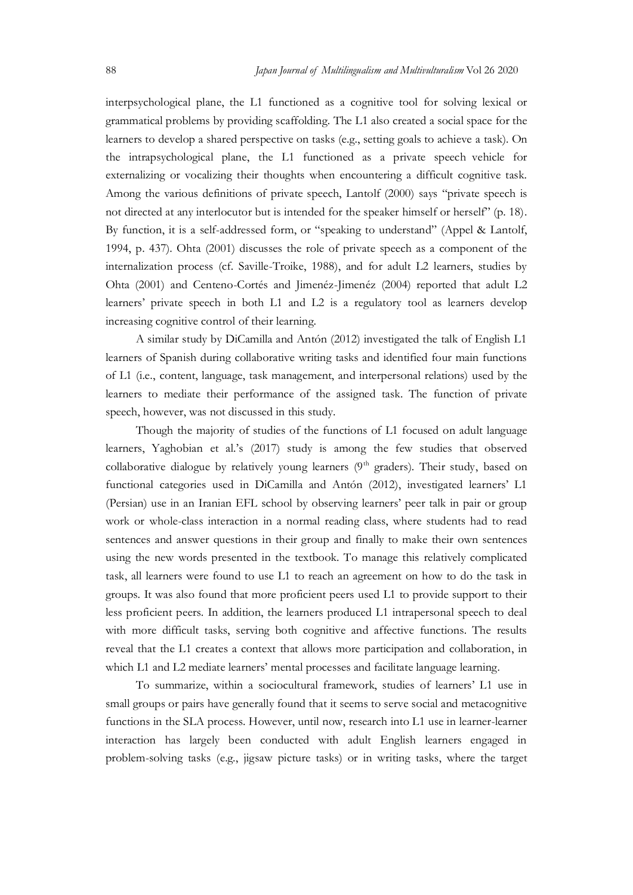interpsychological plane, the L1 functioned as a cognitive tool for solving lexical or grammatical problems by providing scaffolding. The L1 also created a social space for the learners to develop a shared perspective on tasks (e.g., setting goals to achieve a task). On the intrapsychological plane, the L1 functioned as a private speech vehicle for externalizing or vocalizing their thoughts when encountering a difficult cognitive task. Among the various definitions of private speech, Lantolf (2000) says "private speech is not directed at any interlocutor but is intended for the speaker himself or herself" (p. 18). By function, it is a self-addressed form, or "speaking to understand" (Appel & Lantolf, 1994, p. 437). Ohta (2001) discusses the role of private speech as a component of the internalization process (cf. Saville-Troike, 1988), and for adult L2 learners, studies by Ohta (2001) and Centeno-Cortés and Jimenéz-Jimenéz (2004) reported that adult L2 learners' private speech in both L1 and L2 is a regulatory tool as learners develop increasing cognitive control of their learning.

A similar study by DiCamilla and Antón (2012) investigated the talk of English L1 learners of Spanish during collaborative writing tasks and identified four main functions of L1 (i.e., content, language, task management, and interpersonal relations) used by the learners to mediate their performance of the assigned task. The function of private speech, however, was not discussed in this study.

Though the majority of studies of the functions of L1 focused on adult language learners, Yaghobian et al.'s (2017) study is among the few studies that observed collaborative dialogue by relatively young learners (9th graders). Their study, based on functional categories used in DiCamilla and Antón (2012), investigated learners' L1 (Persian) use in an Iranian EFL school by observing learners' peer talk in pair or group work or whole-class interaction in a normal reading class, where students had to read sentences and answer questions in their group and finally to make their own sentences using the new words presented in the textbook. To manage this relatively complicated task, all learners were found to use L1 to reach an agreement on how to do the task in groups. It was also found that more proficient peers used L1 to provide support to their less proficient peers. In addition, the learners produced L1 intrapersonal speech to deal with more difficult tasks, serving both cognitive and affective functions. The results reveal that the L1 creates a context that allows more participation and collaboration, in which L1 and L2 mediate learners' mental processes and facilitate language learning.

To summarize, within a sociocultural framework, studies of learners' L1 use in small groups or pairs have generally found that it seems to serve social and metacognitive functions in the SLA process. However, until now, research into L1 use in learner-learner interaction has largely been conducted with adult English learners engaged in problem-solving tasks (e.g., jigsaw picture tasks) or in writing tasks, where the target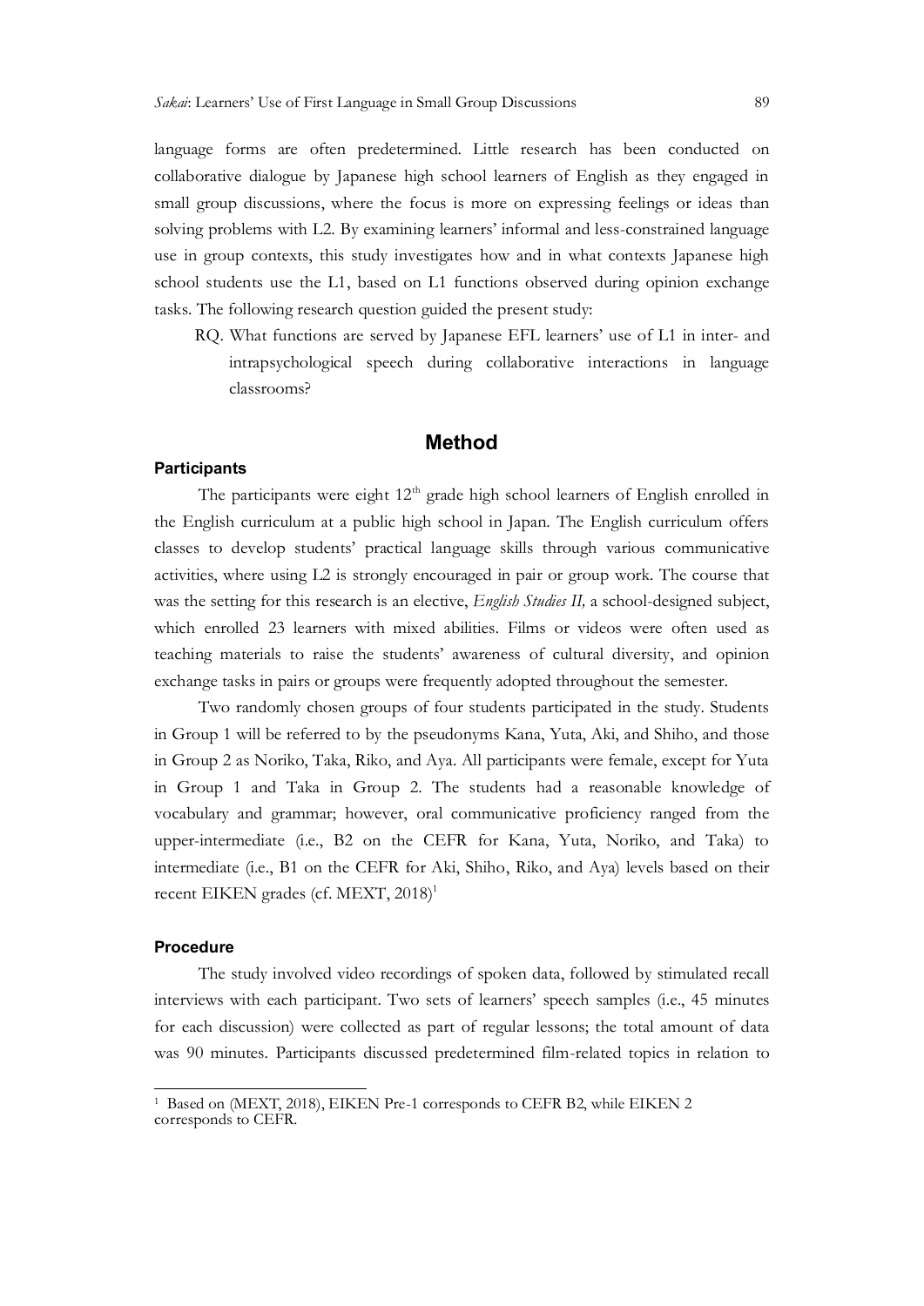language forms are often predetermined. Little research has been conducted on collaborative dialogue by Japanese high school learners of English as they engaged in small group discussions, where the focus is more on expressing feelings or ideas than solving problems with L2. By examining learners' informal and less-constrained language use in group contexts, this study investigates how and in what contexts Japanese high school students use the L1, based on L1 functions observed during opinion exchange tasks. The following research question guided the present study:

> RQ. What functions are served by Japanese EFL learners' use of L1 in inter- and intrapsychological speech during collaborative interactions in language classrooms?

## Method

### Participants

The participants were eight 12th grade high school learners of English enrolled in the English curriculum at a public high school in Japan. The English curriculum offers classes to develop students' practical language skills through various communicative activities, where using L2 is strongly encouraged in pair or group work. The course that was the setting for this research is an elective, *English Studies II,* a school-designed subject, which enrolled 23 learners with mixed abilities. Films or videos were often used as teaching materials to raise the students' awareness of cultural diversity, and opinion exchange tasks in pairs or groups were frequently adopted throughout the semester.

Two randomly chosen groups of four students participated in the study. Students in Group 1 will be referred to by the pseudonyms Kana, Yuta, Aki, and Shiho, and those in Group 2 as Noriko, Taka, Riko, and Aya. All participants were female, except for Yuta in Group 1 and Taka in Group 2. The students had a reasonable knowledge of vocabulary and grammar; however, oral communicative proficiency ranged from the upper-intermediate (i.e., B2 on the CEFR for Kana, Yuta, Noriko, and Taka) to intermediate (i.e., B1 on the CEFR for Aki, Shiho, Riko, and Aya) levels based on their recent EIKEN grades (cf. MEXT, 2018)[1]

### Procedure

The study involved video recordings of spoken data, followed by stimulated recall interviews with each participant. Two sets of learners' speech samples (i.e., 45 minutes for each discussion) were collected as part of regular lessons; the total amount of data was 90 minutes. Participants discussed predetermined film-related topics in relation to

---

[1] Based on (MEXT, 2018), EIKEN Pre-1 corresponds to CEFR B2, while EIKEN 2 corresponds to CEFR.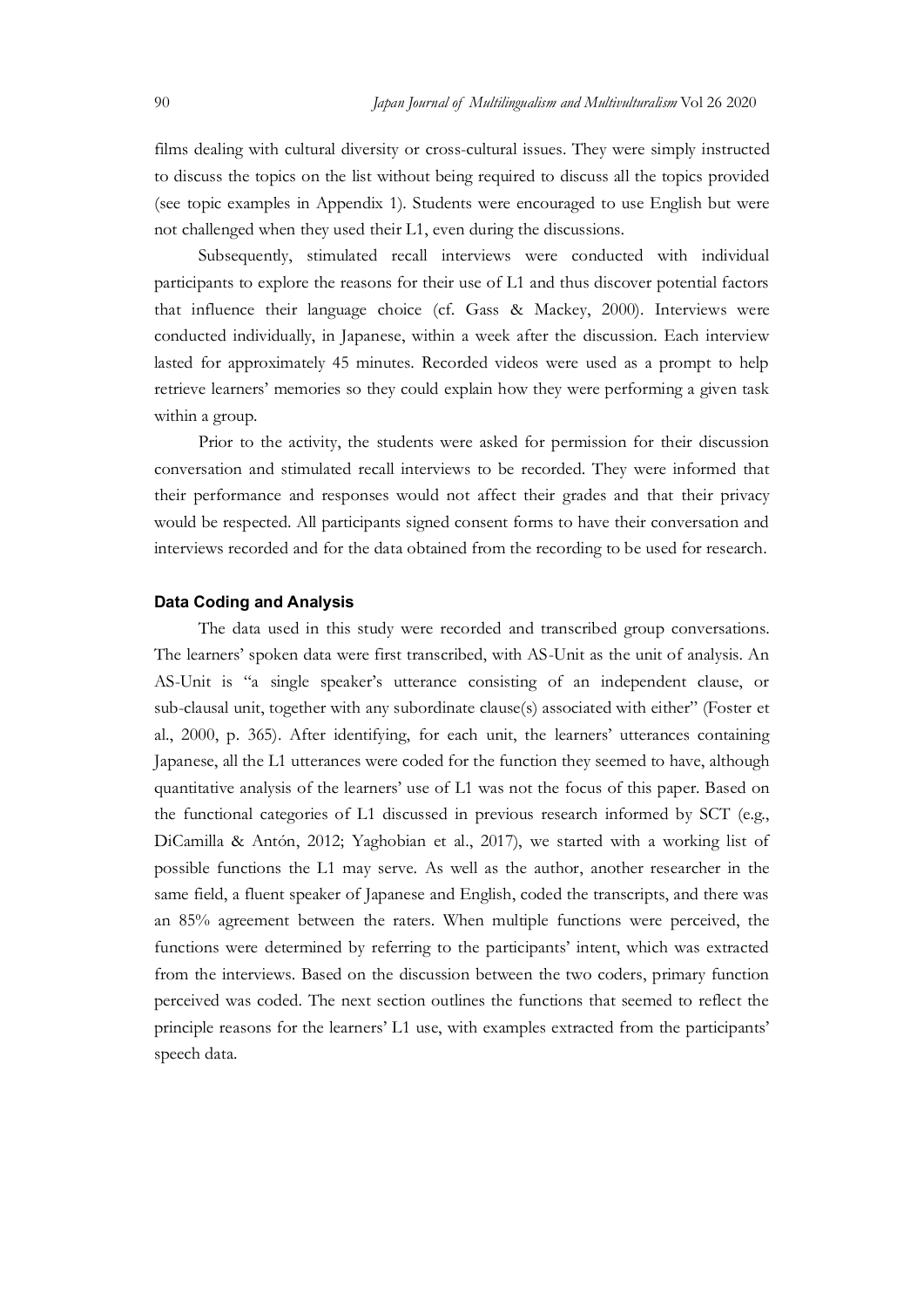films dealing with cultural diversity or cross-cultural issues. They were simply instructed to discuss the topics on the list without being required to discuss all the topics provided (see topic examples in Appendix 1). Students were encouraged to use English but were not challenged when they used their L1, even during the discussions.

Subsequently, stimulated recall interviews were conducted with individual participants to explore the reasons for their use of L1 and thus discover potential factors that influence their language choice (cf. Gass & Mackey, 2000). Interviews were conducted individually, in Japanese, within a week after the discussion. Each interview lasted for approximately 45 minutes. Recorded videos were used as a prompt to help retrieve learners' memories so they could explain how they were performing a given task within a group.

Prior to the activity, the students were asked for permission for their discussion conversation and stimulated recall interviews to be recorded. They were informed that their performance and responses would not affect their grades and that their privacy would be respected. All participants signed consent forms to have their conversation and interviews recorded and for the data obtained from the recording to be used for research.

### Data Coding and Analysis

The data used in this study were recorded and transcribed group conversations. The learners' spoken data were first transcribed, with AS-Unit as the unit of analysis. An AS-Unit is "a single speaker's utterance consisting of an independent clause, or sub-clausal unit, together with any subordinate clause(s) associated with either" (Foster et al., 2000, p. 365). After identifying, for each unit, the learners' utterances containing Japanese, all the L1 utterances were coded for the function they seemed to have, although quantitative analysis of the learners' use of L1 was not the focus of this paper. Based on the functional categories of L1 discussed in previous research informed by SCT (e.g., DiCamilla & Antón, 2012; Yaghobian et al., 2017), we started with a working list of possible functions the L1 may serve. As well as the author, another researcher in the same field, a fluent speaker of Japanese and English, coded the transcripts, and there was an 85% agreement between the raters. When multiple functions were perceived, the functions were determined by referring to the participants' intent, which was extracted from the interviews. Based on the discussion between the two coders, primary function perceived was coded. The next section outlines the functions that seemed to reflect the principle reasons for the learners' L1 use, with examples extracted from the participants' speech data.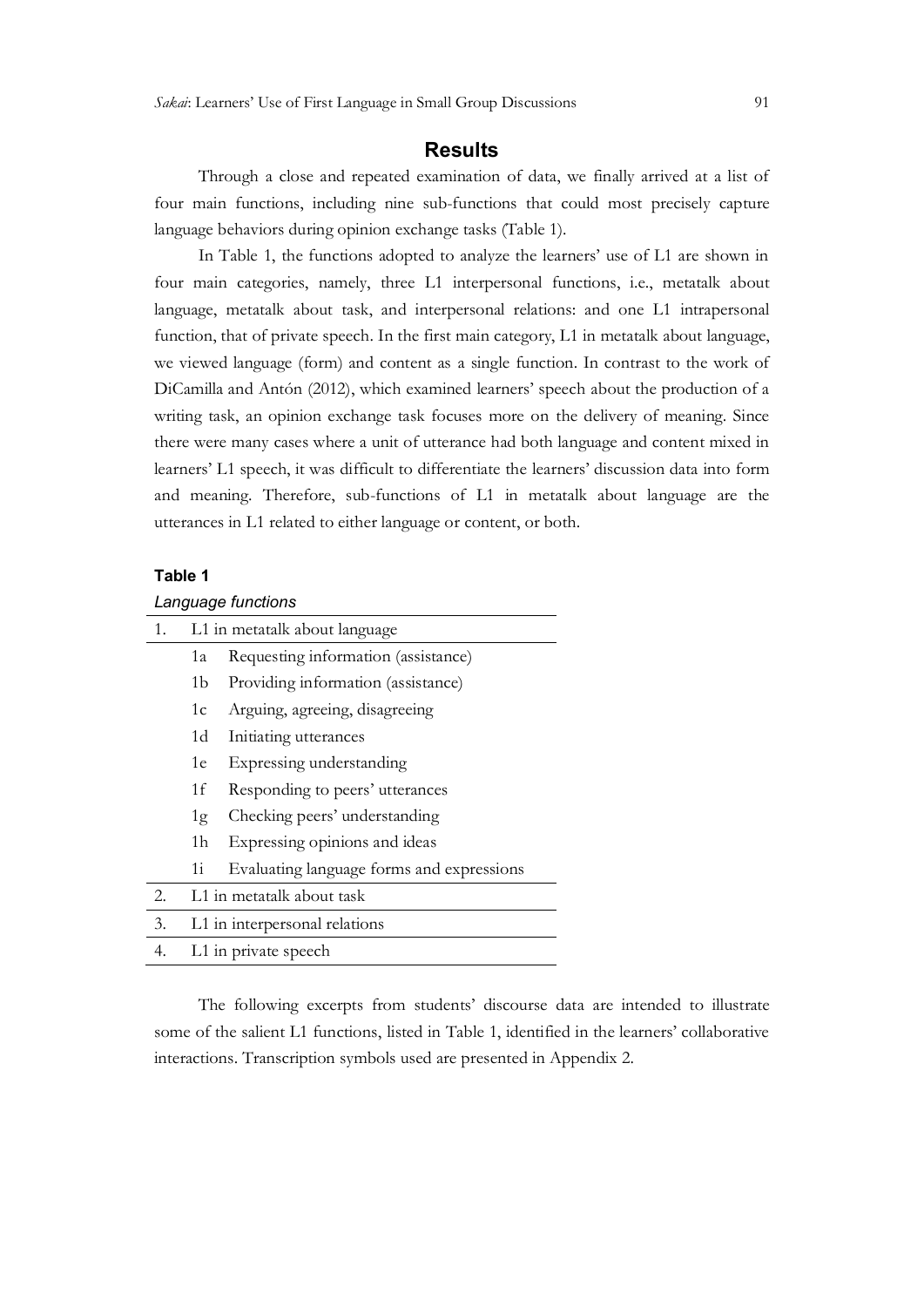## Results

Through a close and repeated examination of data, we finally arrived at a list of four main functions, including nine sub-functions that could most precisely capture language behaviors during opinion exchange tasks (Table 1).

In Table 1, the functions adopted to analyze the learners' use of L1 are shown in four main categories, namely, three L1 interpersonal functions, i.e., metatalk about language, metatalk about task, and interpersonal relations: and one L1 intrapersonal function, that of private speech. In the first main category, L1 in metatalk about language, we viewed language (form) and content as a single function. In contrast to the work of DiCamilla and Antón (2012), which examined learners' speech about the production of a writing task, an opinion exchange task focuses more on the delivery of meaning. Since there were many cases where a unit of utterance had both language and content mixed in learners' L1 speech, it was difficult to differentiate the learners' discussion data into form and meaning. Therefore, sub-functions of L1 in metatalk about language are the utterances in L1 related to either language or content, or both.

**Table 1**

*Language functions*

| | | |
|---|---|---|
| 1. | L1 in metatalk about language | |
| | 1a | Requesting information (assistance) |
| | 1b | Providing information (assistance) |
| | 1c | Arguing, agreeing, disagreeing |
| | 1d | Initiating utterances |
| | 1e | Expressing understanding |
| | 1f | Responding to peers' utterances |
| | 1g | Checking peers' understanding |
| | 1h | Expressing opinions and ideas |
| | 1i | Evaluating language forms and expressions |
| 2. | L1 in metatalk about task | |
| 3. | L1 in interpersonal relations | |
| 4. | L1 in private speech | |

The following excerpts from students' discourse data are intended to illustrate some of the salient L1 functions, listed in Table 1, identified in the learners' collaborative interactions. Transcription symbols used are presented in Appendix 2.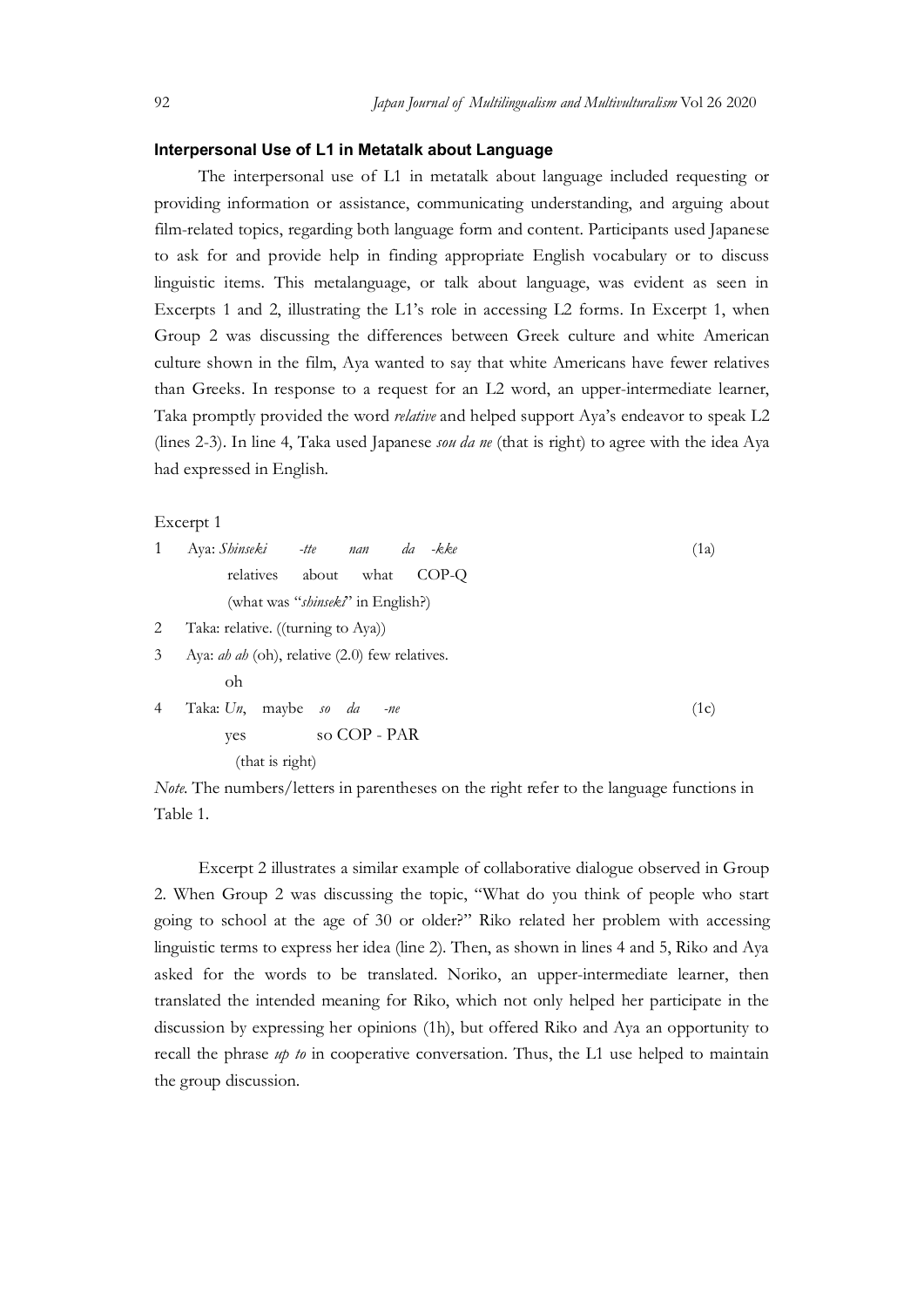### Interpersonal Use of L1 in Metatalk about Language

The interpersonal use of L1 in metatalk about language included requesting or providing information or assistance, communicating understanding, and arguing about film-related topics, regarding both language form and content. Participants used Japanese to ask for and provide help in finding appropriate English vocabulary or to discuss linguistic items. This metalanguage, or talk about language, was evident as seen in Excerpts 1 and 2, illustrating the L1's role in accessing L2 forms. In Excerpt 1, when Group 2 was discussing the differences between Greek culture and white American culture shown in the film, Aya wanted to say that white Americans have fewer relatives than Greeks. In response to a request for an L2 word, an upper-intermediate learner, Taka promptly provided the word *relative* and helped support Aya's endeavor to speak L2 (lines 2-3). In line 4, Taka used Japanese *sou da ne* (that is right) to agree with the idea Aya had expressed in English.

Excerpt 1

```
1   Aya: Shinseki   -tte    nan    da   -kke                          (1a)
         relatives  about   what   COP-Q
         (what was "shinseki" in English?)
2   Taka: relative. ((turning to Aya))
3   Aya: ah ah (oh), relative (2.0) few relatives.
         oh
4   Taka: Un,   maybe  so  da   -ne                                   (1c)
          yes          so COP - PAR
          (that is right)
```

*Note*. The numbers/letters in parentheses on the right refer to the language functions in Table 1.

Excerpt 2 illustrates a similar example of collaborative dialogue observed in Group 2. When Group 2 was discussing the topic, "What do you think of people who start going to school at the age of 30 or older?" Riko related her problem with accessing linguistic terms to express her idea (line 2). Then, as shown in lines 4 and 5, Riko and Aya asked for the words to be translated. Noriko, an upper-intermediate learner, then translated the intended meaning for Riko, which not only helped her participate in the discussion by expressing her opinions (1h), but offered Riko and Aya an opportunity to recall the phrase *up to* in cooperative conversation. Thus, the L1 use helped to maintain the group discussion.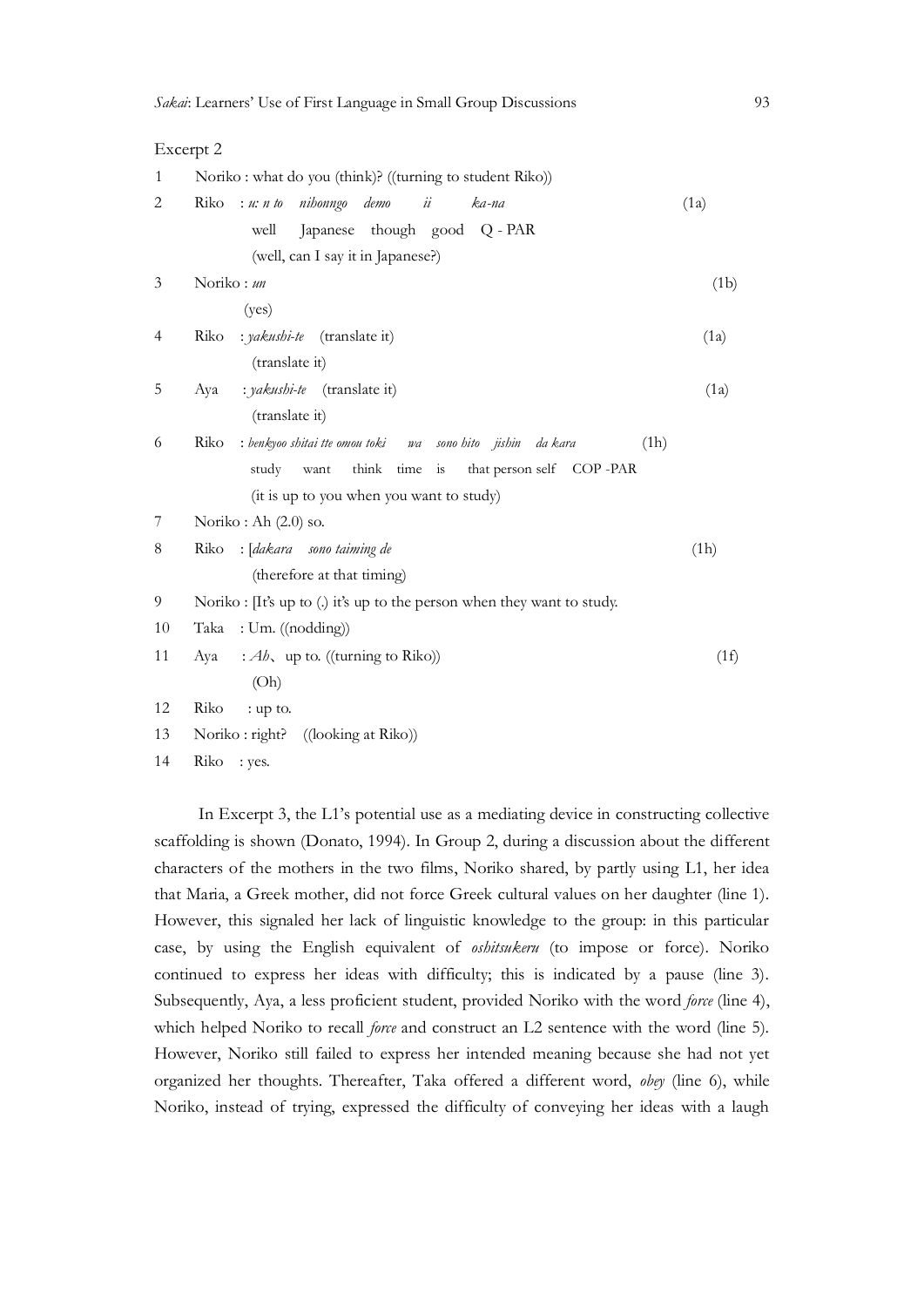Excerpt 2

1 Noriko : what do you (think)? ((turning to student Riko))

2 Riko : *u: n to nihonngo demo ii ka-na* (1a)
 well Japanese though good Q - PAR
 (well, can I say it in Japanese?)

3 Noriko : *un* (1b)
 (yes)

4 Riko : *yakushi-te* (translate it) (1a)
 (translate it)

5 Aya : *yakushi-te* (translate it) (1a)
 (translate it)

6 Riko : *benkyoo shitai tte omou toki wa sono hito jishin da kara* (1h)
 study want think time is that person self COP -PAR
 (it is up to you when you want to study)

7 Noriko : Ah (2.0) so.

8 Riko : [*dakara sono taiming de* (1h)
 (therefore at that timing)

9 Noriko : [It's up to (.) it's up to the person when they want to study.

10 Taka : Um. ((nodding))

11 Aya : *Ah*、up to. ((turning to Riko)) (1f)
 (Oh)

12 Riko : up to.

13 Noriko : right? ((looking at Riko))

14 Riko : yes.

In Excerpt 3, the L1's potential use as a mediating device in constructing collective scaffolding is shown (Donato, 1994). In Group 2, during a discussion about the different characters of the mothers in the two films, Noriko shared, by partly using L1, her idea that Maria, a Greek mother, did not force Greek cultural values on her daughter (line 1). However, this signaled her lack of linguistic knowledge to the group: in this particular case, by using the English equivalent of *oshitsukeru* (to impose or force). Noriko continued to express her ideas with difficulty; this is indicated by a pause (line 3). Subsequently, Aya, a less proficient student, provided Noriko with the word *force* (line 4), which helped Noriko to recall *force* and construct an L2 sentence with the word (line 5). However, Noriko still failed to express her intended meaning because she had not yet organized her thoughts. Thereafter, Taka offered a different word, *obey* (line 6), while Noriko, instead of trying, expressed the difficulty of conveying her ideas with a laugh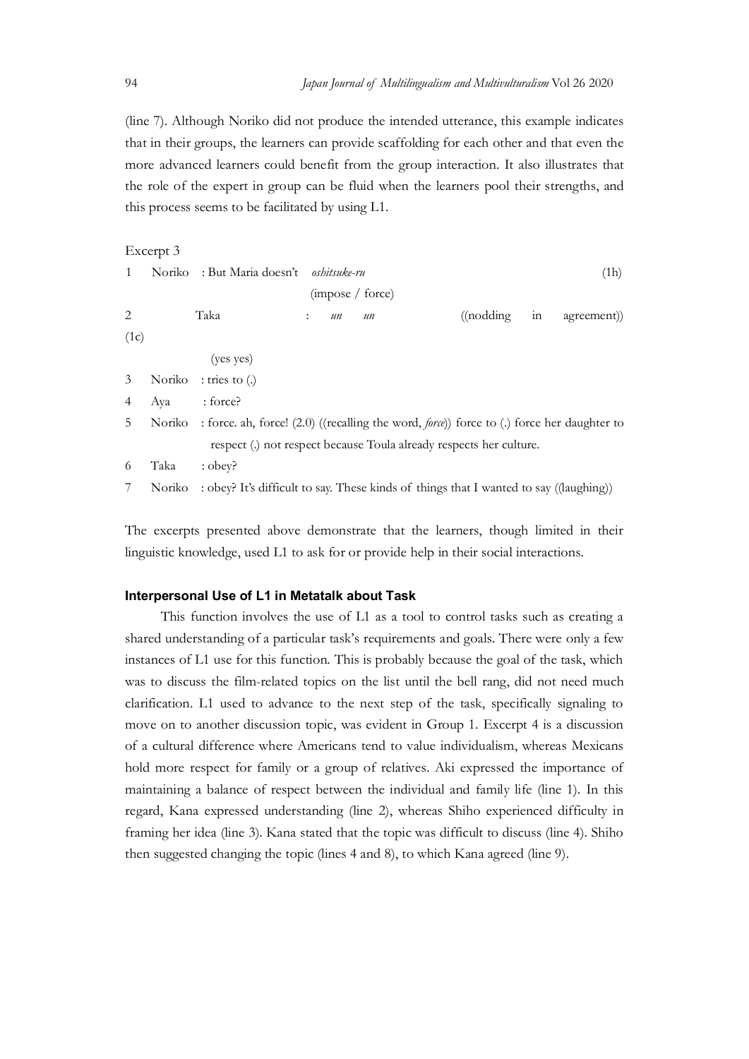(line 7). Although Noriko did not produce the intended utterance, this example indicates that in their groups, the learners can provide scaffolding for each other and that even the more advanced learners could benefit from the group interaction. It also illustrates that the role of the expert in group can be fluid when the learners pool their strengths, and this process seems to be facilitated by using L1.

Excerpt 3

| | | |
|---|---|---|
| 1 | Noriko | : But Maria doesn't *oshitsuke-ru* (1h)<br>(impose / force) |
| 2 | Taka | : *un un* ((nodding in agreement)) (1c)<br>(yes yes) |
| 3 | Noriko | : tries to (.) |
| 4 | Aya | : force? |
| 5 | Noriko | : force. ah, force! (2.0) ((recalling the word, *force*)) force to (.) force her daughter to respect (.) not respect because Toula already respects her culture. |
| 6 | Taka | : obey? |
| 7 | Noriko | : obey? It's difficult to say. These kinds of things that I wanted to say ((laughing)) |

The excerpts presented above demonstrate that the learners, though limited in their linguistic knowledge, used L1 to ask for or provide help in their social interactions.

### Interpersonal Use of L1 in Metatalk about Task

This function involves the use of L1 as a tool to control tasks such as creating a shared understanding of a particular task's requirements and goals. There were only a few instances of L1 use for this function. This is probably because the goal of the task, which was to discuss the film-related topics on the list until the bell rang, did not need much clarification. L1 used to advance to the next step of the task, specifically signaling to move on to another discussion topic, was evident in Group 1. Excerpt 4 is a discussion of a cultural difference where Americans tend to value individualism, whereas Mexicans hold more respect for family or a group of relatives. Aki expressed the importance of maintaining a balance of respect between the individual and family life (line 1). In this regard, Kana expressed understanding (line 2), whereas Shiho experienced difficulty in framing her idea (line 3). Kana stated that the topic was difficult to discuss (line 4). Shiho then suggested changing the topic (lines 4 and 8), to which Kana agreed (line 9).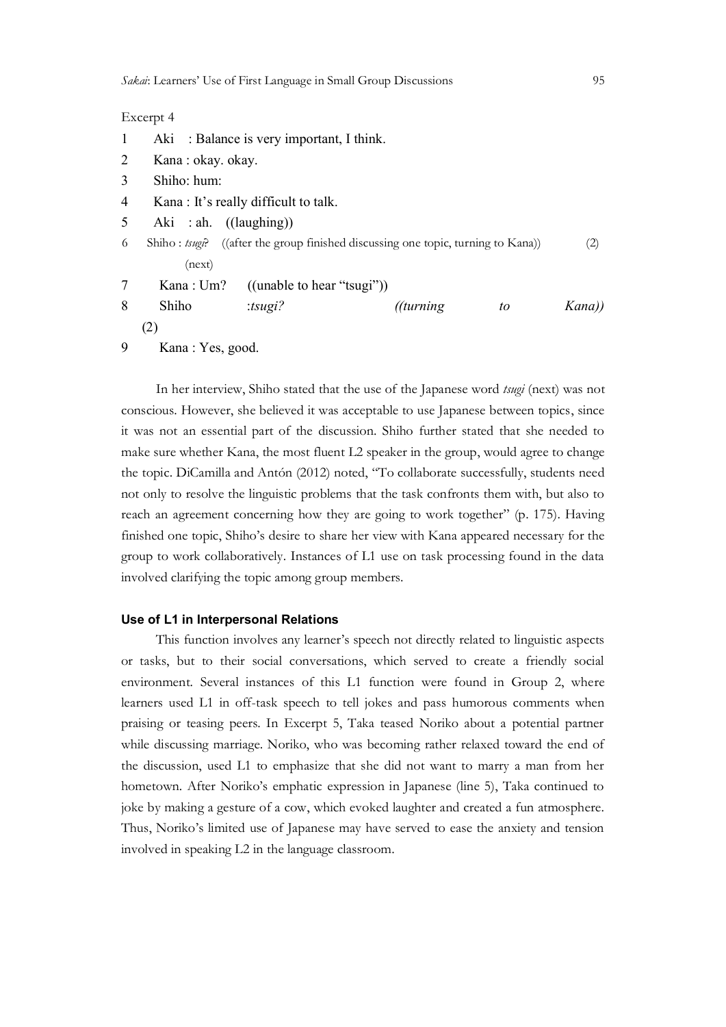Excerpt 4

1 Aki : Balance is very important, I think.
2 Kana : okay. okay.
3 Shiho: hum:
4 Kana : It's really difficult to talk.
5 Aki : ah. ((laughing))
6 Shiho : *tsugi?* ((after the group finished discussing one topic, turning to Kana)) (2)
(next)
7 Kana : Um? ((unable to hear "tsugi"))
8 Shiho :*tsugi?* *((turning to Kana))* (2)
9 Kana : Yes, good.

In her interview, Shiho stated that the use of the Japanese word *tsugi* (next) was not conscious. However, she believed it was acceptable to use Japanese between topics, since it was not an essential part of the discussion. Shiho further stated that she needed to make sure whether Kana, the most fluent L2 speaker in the group, would agree to change the topic. DiCamilla and Antón (2012) noted, "To collaborate successfully, students need not only to resolve the linguistic problems that the task confronts them with, but also to reach an agreement concerning how they are going to work together" (p. 175). Having finished one topic, Shiho's desire to share her view with Kana appeared necessary for the group to work collaboratively. Instances of L1 use on task processing found in the data involved clarifying the topic among group members.

#### Use of L1 in Interpersonal Relations

This function involves any learner's speech not directly related to linguistic aspects or tasks, but to their social conversations, which served to create a friendly social environment. Several instances of this L1 function were found in Group 2, where learners used L1 in off-task speech to tell jokes and pass humorous comments when praising or teasing peers. In Excerpt 5, Taka teased Noriko about a potential partner while discussing marriage. Noriko, who was becoming rather relaxed toward the end of the discussion, used L1 to emphasize that she did not want to marry a man from her hometown. After Noriko's emphatic expression in Japanese (line 5), Taka continued to joke by making a gesture of a cow, which evoked laughter and created a fun atmosphere. Thus, Noriko's limited use of Japanese may have served to ease the anxiety and tension involved in speaking L2 in the language classroom.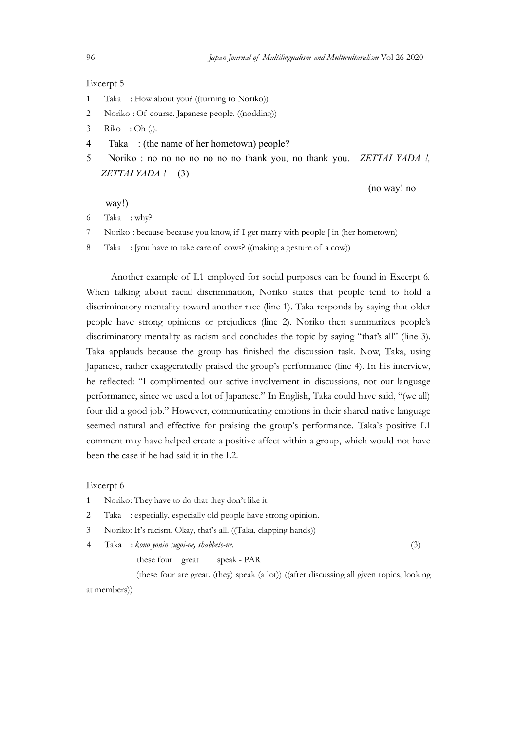Excerpt 5

1 Taka : How about you? ((turning to Noriko))

2 Noriko : Of course. Japanese people. ((nodding))

3 Riko : Oh (.).

4 Taka : (the name of her hometown) people?

5 Noriko : no no no no no no no thank you, no thank you. *ZETTAI YADA !, ZETTAI YADA !* (3)

(no way! no way!)

6 Taka : why?

7 Noriko : because because you know, if I get marry with people [ in (her hometown)

8 Taka : [you have to take care of cows? ((making a gesture of a cow))

Another example of L1 employed for social purposes can be found in Excerpt 6. When talking about racial discrimination, Noriko states that people tend to hold a discriminatory mentality toward another race (line 1). Taka responds by saying that older people have strong opinions or prejudices (line 2). Noriko then summarizes people's discriminatory mentality as racism and concludes the topic by saying "that's all" (line 3). Taka applauds because the group has finished the discussion task. Now, Taka, using Japanese, rather exaggeratedly praised the group's performance (line 4). In his interview, he reflected: "I complimented our active involvement in discussions, not our language performance, since we used a lot of Japanese." In English, Taka could have said, "(we all) four did a good job." However, communicating emotions in their shared native language seemed natural and effective for praising the group's performance. Taka's positive L1 comment may have helped create a positive affect within a group, which would not have been the case if he had said it in the L2.

Excerpt 6

1 Noriko: They have to do that they don't like it.

2 Taka : especially, especially old people have strong opinion.

3 Noriko: It's racism. Okay, that's all. ((Taka, clapping hands))

4 Taka : *kono yonin sugoi-ne, shabbete-ne*. (3)

these four great speak - PAR

(these four are great. (they) speak (a lot)) ((after discussing all given topics, looking at members))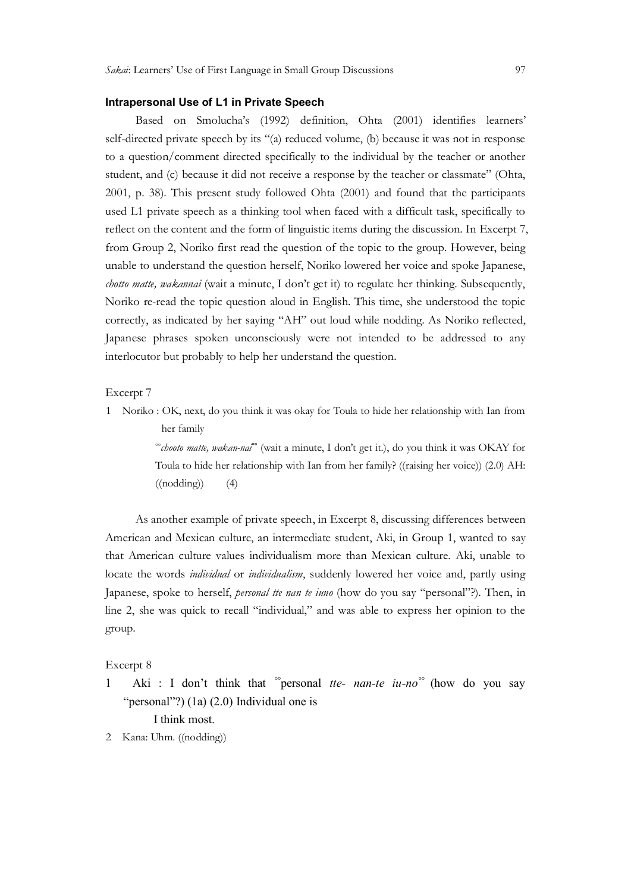### Intrapersonal Use of L1 in Private Speech

Based on Smolucha's (1992) definition, Ohta (2001) identifies learners' self-directed private speech by its "(a) reduced volume, (b) because it was not in response to a question/comment directed specifically to the individual by the teacher or another student, and (c) because it did not receive a response by the teacher or classmate" (Ohta, 2001, p. 38). This present study followed Ohta (2001) and found that the participants used L1 private speech as a thinking tool when faced with a difficult task, specifically to reflect on the content and the form of linguistic items during the discussion. In Excerpt 7, from Group 2, Noriko first read the question of the topic to the group. However, being unable to understand the question herself, Noriko lowered her voice and spoke Japanese, *chotto matte, wakannai* (wait a minute, I don't get it) to regulate her thinking. Subsequently, Noriko re-read the topic question aloud in English. This time, she understood the topic correctly, as indicated by her saying "AH" out loud while nodding. As Noriko reflected, Japanese phrases spoken unconsciously were not intended to be addressed to any interlocutor but probably to help her understand the question.

Excerpt 7

1 Noriko : OK, next, do you think it was okay for Toula to hide her relationship with Ian from her family

°°*chooto matte, wakan-nai*°° (wait a minute, I don't get it.), do you think it was OKAY for Toula to hide her relationship with Ian from her family? ((raising her voice)) (2.0) AH: ((nodding)) (4)

As another example of private speech, in Excerpt 8, discussing differences between American and Mexican culture, an intermediate student, Aki, in Group 1, wanted to say that American culture values individualism more than Mexican culture. Aki, unable to locate the words *individual* or *individualism*, suddenly lowered her voice and, partly using Japanese, spoke to herself, *personal tte nan te iuno* (how do you say "personal"?). Then, in line 2, she was quick to recall "individual," and was able to express her opinion to the group.

Excerpt 8

1 Aki : I don't think that °°personal *tte- nan-te iu-no*°° (how do you say "personal"?) (1a) (2.0) Individual one is

I think most.

2 Kana: Uhm. ((nodding))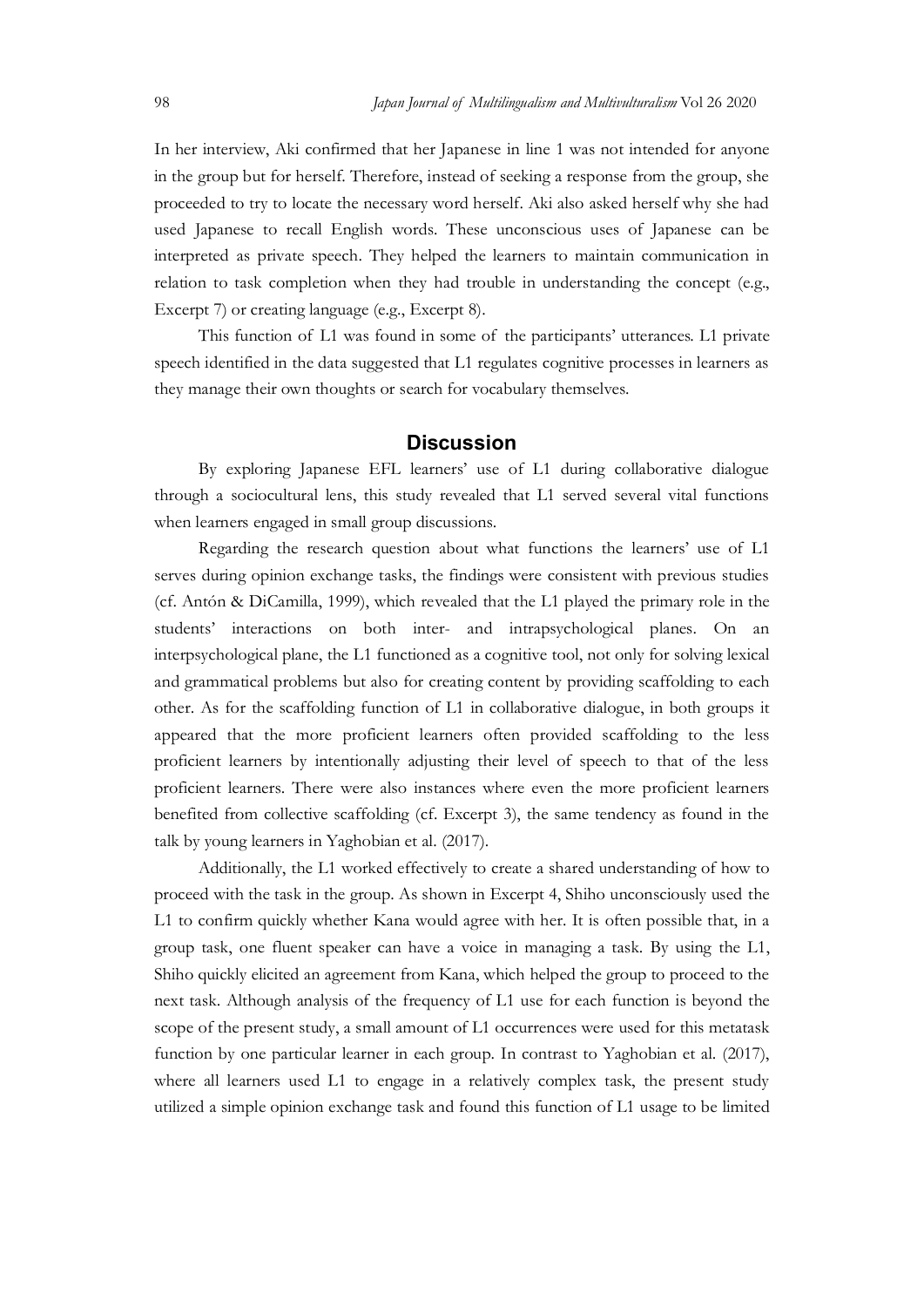In her interview, Aki confirmed that her Japanese in line 1 was not intended for anyone in the group but for herself. Therefore, instead of seeking a response from the group, she proceeded to try to locate the necessary word herself. Aki also asked herself why she had used Japanese to recall English words. These unconscious uses of Japanese can be interpreted as private speech. They helped the learners to maintain communication in relation to task completion when they had trouble in understanding the concept (e.g., Excerpt 7) or creating language (e.g., Excerpt 8).

This function of L1 was found in some of the participants' utterances. L1 private speech identified in the data suggested that L1 regulates cognitive processes in learners as they manage their own thoughts or search for vocabulary themselves.

## Discussion

By exploring Japanese EFL learners' use of L1 during collaborative dialogue through a sociocultural lens, this study revealed that L1 served several vital functions when learners engaged in small group discussions.

Regarding the research question about what functions the learners' use of L1 serves during opinion exchange tasks, the findings were consistent with previous studies (cf. Antón & DiCamilla, 1999), which revealed that the L1 played the primary role in the students' interactions on both inter- and intrapsychological planes. On an interpsychological plane, the L1 functioned as a cognitive tool, not only for solving lexical and grammatical problems but also for creating content by providing scaffolding to each other. As for the scaffolding function of L1 in collaborative dialogue, in both groups it appeared that the more proficient learners often provided scaffolding to the less proficient learners by intentionally adjusting their level of speech to that of the less proficient learners. There were also instances where even the more proficient learners benefited from collective scaffolding (cf. Excerpt 3), the same tendency as found in the talk by young learners in Yaghobian et al. (2017).

Additionally, the L1 worked effectively to create a shared understanding of how to proceed with the task in the group. As shown in Excerpt 4, Shiho unconsciously used the L1 to confirm quickly whether Kana would agree with her. It is often possible that, in a group task, one fluent speaker can have a voice in managing a task. By using the L1, Shiho quickly elicited an agreement from Kana, which helped the group to proceed to the next task. Although analysis of the frequency of L1 use for each function is beyond the scope of the present study, a small amount of L1 occurrences were used for this metatask function by one particular learner in each group. In contrast to Yaghobian et al. (2017), where all learners used L1 to engage in a relatively complex task, the present study utilized a simple opinion exchange task and found this function of L1 usage to be limited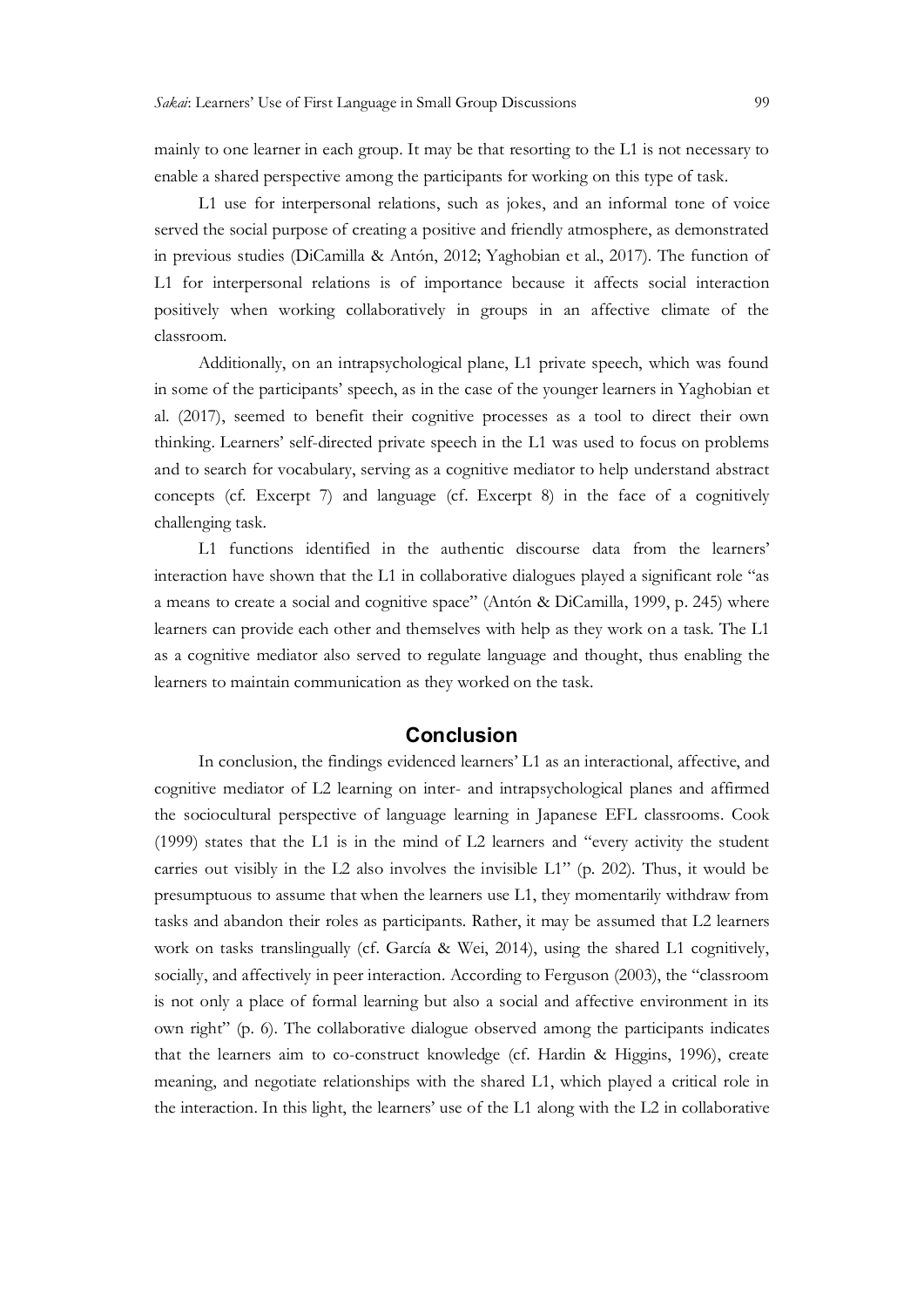mainly to one learner in each group. It may be that resorting to the L1 is not necessary to enable a shared perspective among the participants for working on this type of task.

L1 use for interpersonal relations, such as jokes, and an informal tone of voice served the social purpose of creating a positive and friendly atmosphere, as demonstrated in previous studies (DiCamilla & Antón, 2012; Yaghobian et al., 2017). The function of L1 for interpersonal relations is of importance because it affects social interaction positively when working collaboratively in groups in an affective climate of the classroom.

Additionally, on an intrapsychological plane, L1 private speech, which was found in some of the participants' speech, as in the case of the younger learners in Yaghobian et al. (2017), seemed to benefit their cognitive processes as a tool to direct their own thinking. Learners' self-directed private speech in the L1 was used to focus on problems and to search for vocabulary, serving as a cognitive mediator to help understand abstract concepts (cf. Excerpt 7) and language (cf. Excerpt 8) in the face of a cognitively challenging task.

L1 functions identified in the authentic discourse data from the learners' interaction have shown that the L1 in collaborative dialogues played a significant role "as a means to create a social and cognitive space" (Antón & DiCamilla, 1999, p. 245) where learners can provide each other and themselves with help as they work on a task. The L1 as a cognitive mediator also served to regulate language and thought, thus enabling the learners to maintain communication as they worked on the task.

## Conclusion

In conclusion, the findings evidenced learners' L1 as an interactional, affective, and cognitive mediator of L2 learning on inter- and intrapsychological planes and affirmed the sociocultural perspective of language learning in Japanese EFL classrooms. Cook (1999) states that the L1 is in the mind of L2 learners and "every activity the student carries out visibly in the L2 also involves the invisible L1" (p. 202). Thus, it would be presumptuous to assume that when the learners use L1, they momentarily withdraw from tasks and abandon their roles as participants. Rather, it may be assumed that L2 learners work on tasks translingually (cf. García & Wei, 2014), using the shared L1 cognitively, socially, and affectively in peer interaction. According to Ferguson (2003), the "classroom is not only a place of formal learning but also a social and affective environment in its own right" (p. 6). The collaborative dialogue observed among the participants indicates that the learners aim to co-construct knowledge (cf. Hardin & Higgins, 1996), create meaning, and negotiate relationships with the shared L1, which played a critical role in the interaction. In this light, the learners' use of the L1 along with the L2 in collaborative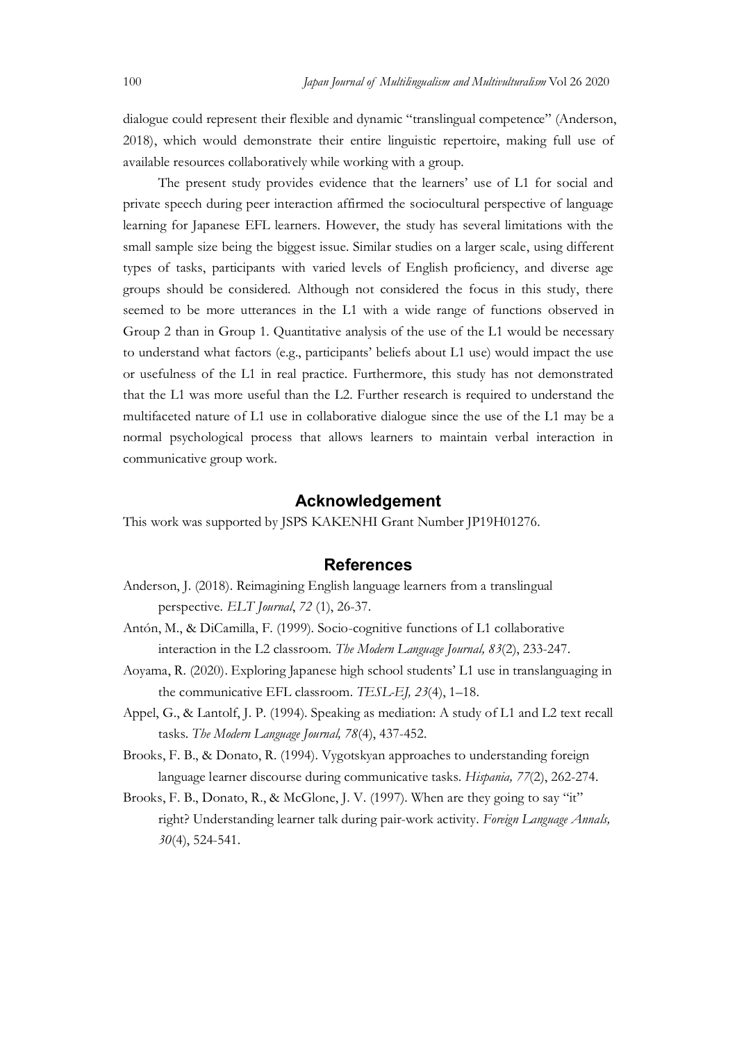dialogue could represent their flexible and dynamic "translingual competence" (Anderson, 2018), which would demonstrate their entire linguistic repertoire, making full use of available resources collaboratively while working with a group.

The present study provides evidence that the learners' use of L1 for social and private speech during peer interaction affirmed the sociocultural perspective of language learning for Japanese EFL learners. However, the study has several limitations with the small sample size being the biggest issue. Similar studies on a larger scale, using different types of tasks, participants with varied levels of English proficiency, and diverse age groups should be considered. Although not considered the focus in this study, there seemed to be more utterances in the L1 with a wide range of functions observed in Group 2 than in Group 1. Quantitative analysis of the use of the L1 would be necessary to understand what factors (e.g., participants' beliefs about L1 use) would impact the use or usefulness of the L1 in real practice. Furthermore, this study has not demonstrated that the L1 was more useful than the L2. Further research is required to understand the multifaceted nature of L1 use in collaborative dialogue since the use of the L1 may be a normal psychological process that allows learners to maintain verbal interaction in communicative group work.

## Acknowledgement

This work was supported by JSPS KAKENHI Grant Number JP19H01276.

## References

Anderson, J. (2018). Reimagining English language learners from a translingual perspective. *ELT Journal*, *72* (1), 26-37.

Antón, M., & DiCamilla, F. (1999). Socio-cognitive functions of L1 collaborative interaction in the L2 classroom. *The Modern Language Journal, 83*(2), 233-247.

Aoyama, R. (2020). Exploring Japanese high school students' L1 use in translanguaging in the communicative EFL classroom. *TESL-EJ, 23*(4), 1–18.

Appel, G., & Lantolf, J. P. (1994). Speaking as mediation: A study of L1 and L2 text recall tasks. *The Modern Language Journal, 78*(4), 437-452.

Brooks, F. B., & Donato, R. (1994). Vygotskyan approaches to understanding foreign language learner discourse during communicative tasks. *Hispania, 77*(2), 262-274.

Brooks, F. B., Donato, R., & McGlone, J. V. (1997). When are they going to say "it" right? Understanding learner talk during pair-work activity. *Foreign Language Annals, 30*(4), 524-541.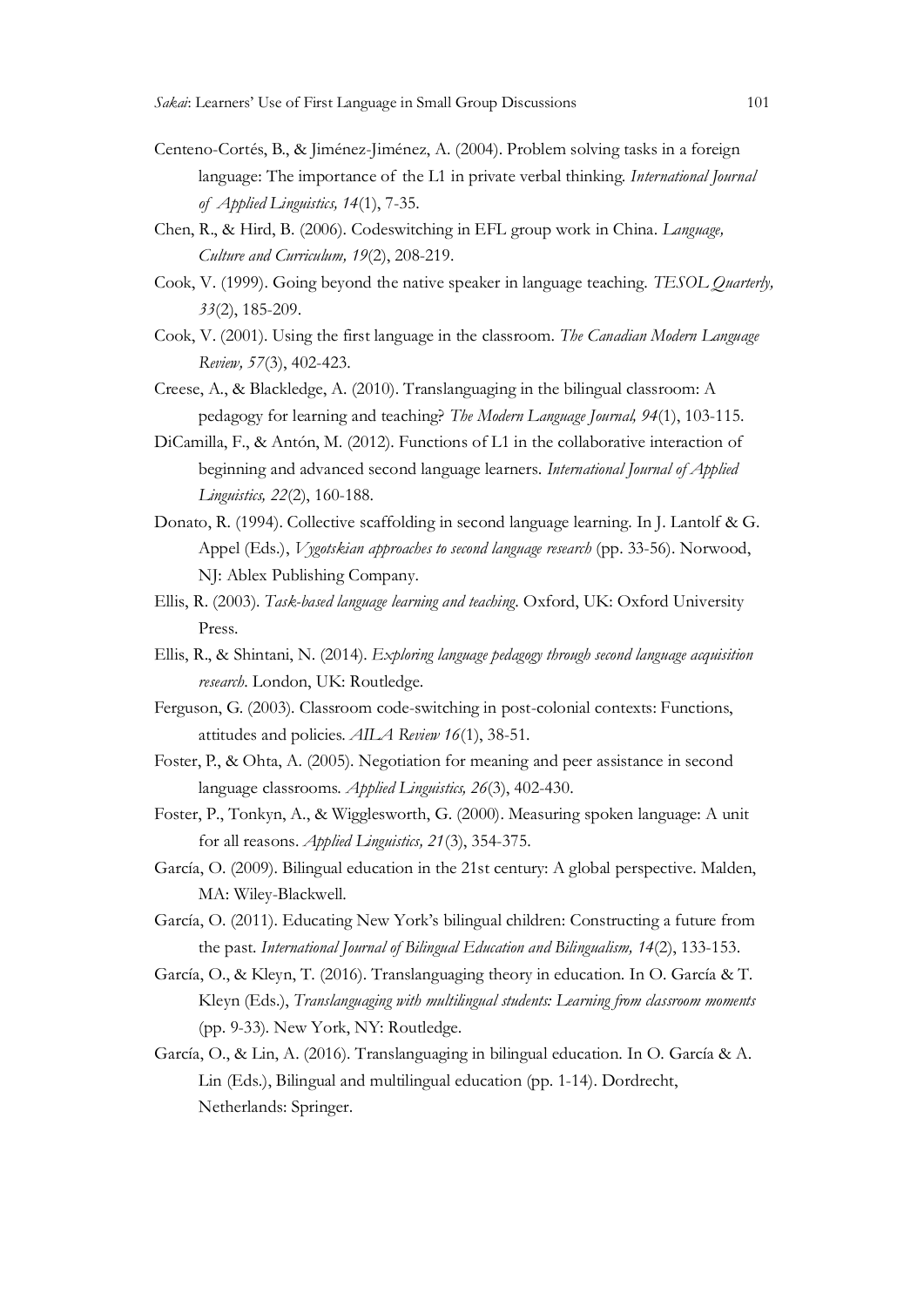Centeno-Cortés, B., & Jiménez-Jiménez, A. (2004). Problem solving tasks in a foreign language: The importance of the L1 in private verbal thinking. *International Journal of Applied Linguistics, 14*(1), 7-35.

Chen, R., & Hird, B. (2006). Codeswitching in EFL group work in China. *Language, Culture and Curriculum, 19*(2), 208-219.

Cook, V. (1999). Going beyond the native speaker in language teaching. *TESOL Quarterly, 33*(2), 185-209.

Cook, V. (2001). Using the first language in the classroom. *The Canadian Modern Language Review, 57*(3), 402-423.

Creese, A., & Blackledge, A. (2010). Translanguaging in the bilingual classroom: A pedagogy for learning and teaching? *The Modern Language Journal, 94*(1), 103-115.

DiCamilla, F., & Antón, M. (2012). Functions of L1 in the collaborative interaction of beginning and advanced second language learners. *International Journal of Applied Linguistics, 22*(2), 160-188.

Donato, R. (1994). Collective scaffolding in second language learning. In J. Lantolf & G. Appel (Eds.), *Vygotskian approaches to second language research* (pp. 33-56). Norwood, NJ: Ablex Publishing Company.

Ellis, R. (2003). *Task-based language learning and teaching*. Oxford, UK: Oxford University Press.

Ellis, R., & Shintani, N. (2014). *Exploring language pedagogy through second language acquisition research*. London, UK: Routledge.

Ferguson, G. (2003). Classroom code-switching in post-colonial contexts: Functions, attitudes and policies. *AILA Review 16*(1), 38-51.

Foster, P., & Ohta, A. (2005). Negotiation for meaning and peer assistance in second language classrooms. *Applied Linguistics, 26*(3), 402-430.

Foster, P., Tonkyn, A., & Wigglesworth, G. (2000). Measuring spoken language: A unit for all reasons. *Applied Linguistics, 21*(3), 354-375.

García, O. (2009). Bilingual education in the 21st century: A global perspective. Malden, MA: Wiley-Blackwell.

García, O. (2011). Educating New York's bilingual children: Constructing a future from the past. *International Journal of Bilingual Education and Bilingualism, 14*(2), 133-153.

García, O., & Kleyn, T. (2016). Translanguaging theory in education. In O. García & T. Kleyn (Eds.), *Translanguaging with multilingual students: Learning from classroom moments* (pp. 9-33). New York, NY: Routledge.

García, O., & Lin, A. (2016). Translanguaging in bilingual education. In O. García & A. Lin (Eds.), Bilingual and multilingual education (pp. 1-14). Dordrecht, Netherlands: Springer.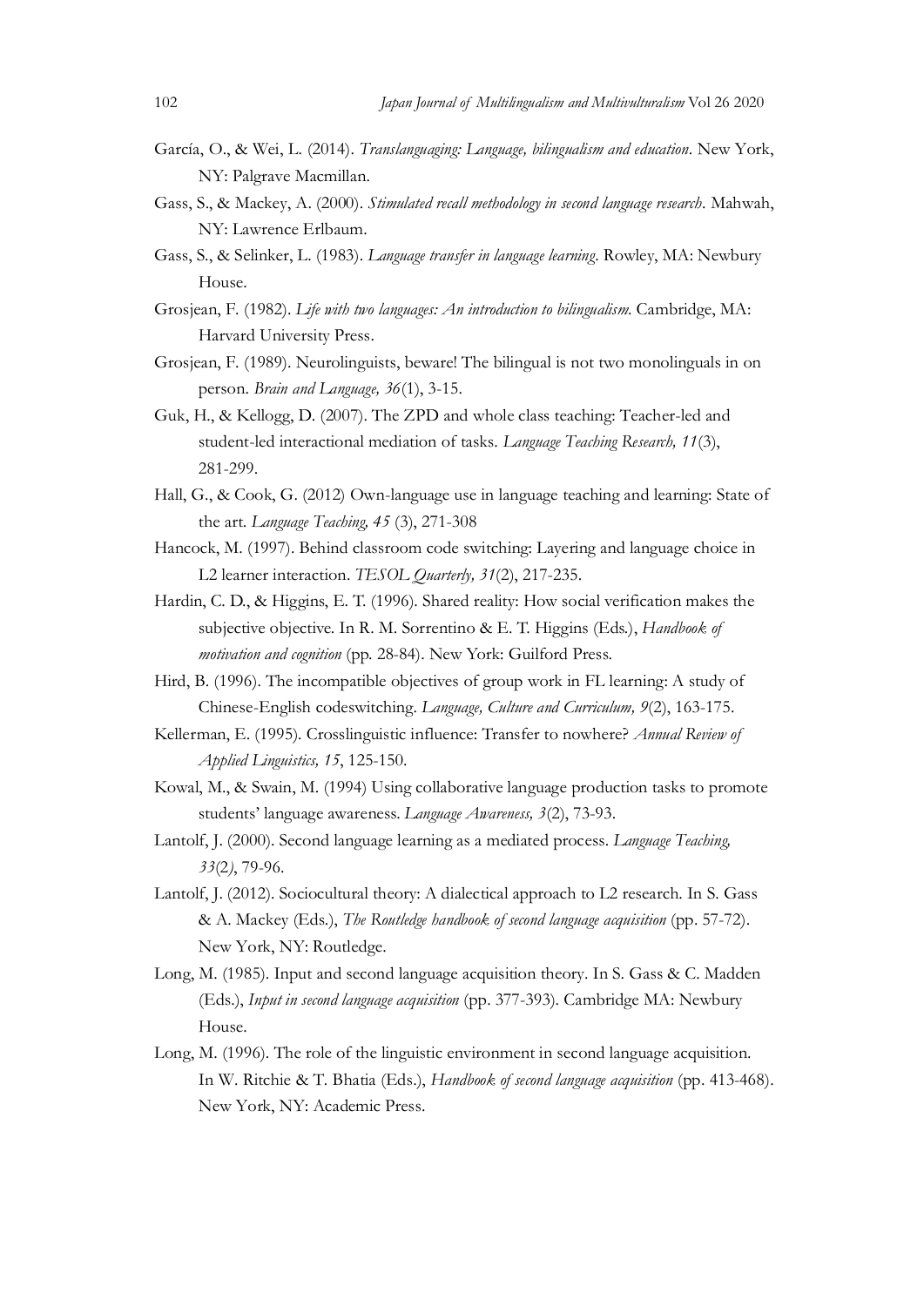García, O., & Wei, L. (2014). *Translanguaging: Language, bilingualism and education*. New York, NY: Palgrave Macmillan.

Gass, S., & Mackey, A. (2000). *Stimulated recall methodology in second language research*. Mahwah, NY: Lawrence Erlbaum.

Gass, S., & Selinker, L. (1983). *Language transfer in language learning*. Rowley, MA: Newbury House.

Grosjean, F. (1982). *Life with two languages: An introduction to bilingualism*. Cambridge, MA: Harvard University Press.

Grosjean, F. (1989). Neurolinguists, beware! The bilingual is not two monolinguals in on person. *Brain and Language, 36*(1), 3-15.

Guk, H., & Kellogg, D. (2007). The ZPD and whole class teaching: Teacher-led and student-led interactional mediation of tasks. *Language Teaching Research, 11*(3), 281-299.

Hall, G., & Cook, G. (2012) Own-language use in language teaching and learning: State of the art. *Language Teaching, 45* (3), 271-308

Hancock, M. (1997). Behind classroom code switching: Layering and language choice in L2 learner interaction. *TESOL Quarterly, 31*(2), 217-235.

Hardin, C. D., & Higgins, E. T. (1996). Shared reality: How social verification makes the subjective objective. In R. M. Sorrentino & E. T. Higgins (Eds.), *Handbook of motivation and cognition* (pp. 28-84). New York: Guilford Press.

Hird, B. (1996). The incompatible objectives of group work in FL learning: A study of Chinese-English codeswitching. *Language, Culture and Curriculum, 9*(2), 163-175.

Kellerman, E. (1995). Crosslinguistic influence: Transfer to nowhere? *Annual Review of Applied Linguistics, 15*, 125-150.

Kowal, M., & Swain, M. (1994) Using collaborative language production tasks to promote students' language awareness. *Language Awareness, 3*(2), 73-93.

Lantolf, J. (2000). Second language learning as a mediated process. *Language Teaching, 33*(2), 79-96.

Lantolf, J. (2012). Sociocultural theory: A dialectical approach to L2 research. In S. Gass & A. Mackey (Eds.), *The Routledge handbook of second language acquisition* (pp. 57-72). New York, NY: Routledge.

Long, M. (1985). Input and second language acquisition theory. In S. Gass & C. Madden (Eds.), *Input in second language acquisition* (pp. 377-393). Cambridge MA: Newbury House.

Long, M. (1996). The role of the linguistic environment in second language acquisition. In W. Ritchie & T. Bhatia (Eds.), *Handbook of second language acquisition* (pp. 413-468). New York, NY: Academic Press.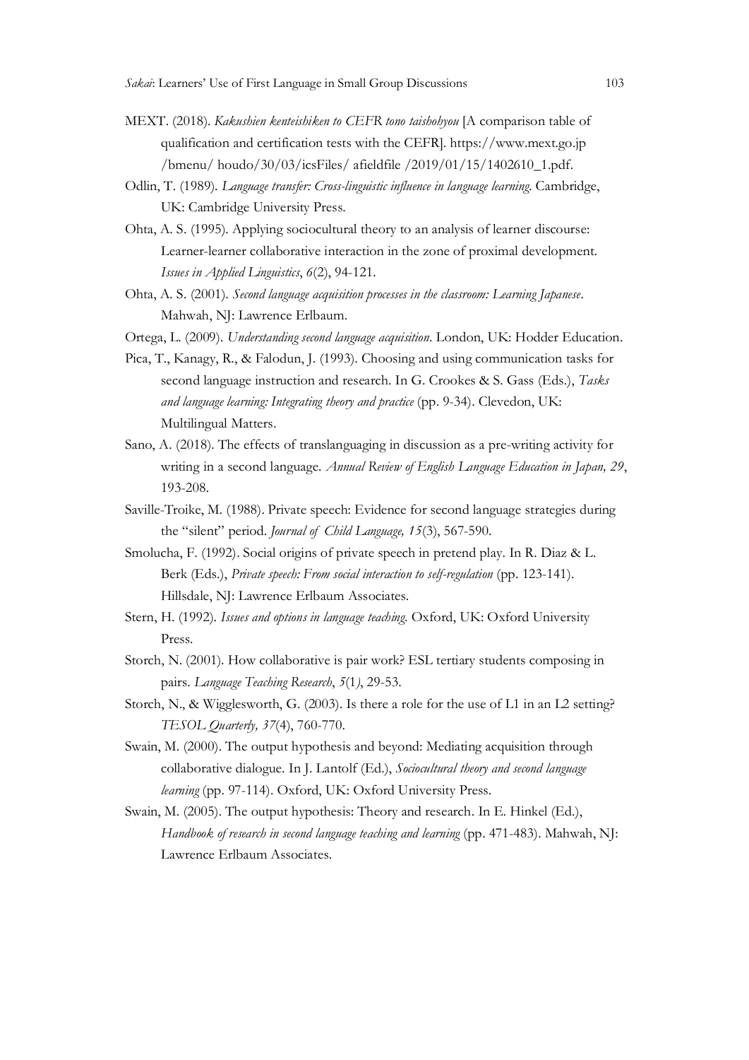MEXT. (2018). *Kakushien kenteishiken to CEFR tono taishohyou* [A comparison table of qualification and certification tests with the CEFR]. https://www.mext.go.jp /bmenu/ houdo/30/03/icsFiles/ afieldfile /2019/01/15/1402610_1.pdf.

Odlin, T. (1989). *Language transfer: Cross-linguistic influence in language learning*. Cambridge, UK: Cambridge University Press.

Ohta, A. S. (1995). Applying sociocultural theory to an analysis of learner discourse: Learner-learner collaborative interaction in the zone of proximal development. *Issues in Applied Linguistics*, *6*(2), 94-121.

Ohta, A. S. (2001). *Second language acquisition processes in the classroom: Learning Japanese*. Mahwah, NJ: Lawrence Erlbaum.

Ortega, L. (2009). *Understanding second language acquisition*. London, UK: Hodder Education.

Pica, T., Kanagy, R., & Falodun, J. (1993). Choosing and using communication tasks for second language instruction and research. In G. Crookes & S. Gass (Eds.), *Tasks and language learning: Integrating theory and practice* (pp. 9-34). Clevedon, UK: Multilingual Matters.

Sano, A. (2018). The effects of translanguaging in discussion as a pre-writing activity for writing in a second language. *Annual Review of English Language Education in Japan, 29*, 193-208.

Saville-Troike, M. (1988). Private speech: Evidence for second language strategies during the "silent" period. *Journal of Child Language, 15*(3), 567-590.

Smolucha, F. (1992). Social origins of private speech in pretend play. In R. Diaz & L. Berk (Eds.), *Private speech: From social interaction to self-regulation* (pp. 123-141). Hillsdale, NJ: Lawrence Erlbaum Associates.

Stern, H. (1992). *Issues and options in language teaching*. Oxford, UK: Oxford University Press.

Storch, N. (2001). How collaborative is pair work? ESL tertiary students composing in pairs. *Language Teaching Research*, *5*(1), 29-53.

Storch, N., & Wigglesworth, G. (2003). Is there a role for the use of L1 in an L2 setting? *TESOL Quarterly, 37*(4), 760-770.

Swain, M. (2000). The output hypothesis and beyond: Mediating acquisition through collaborative dialogue. In J. Lantolf (Ed.), *Sociocultural theory and second language learning* (pp. 97-114). Oxford, UK: Oxford University Press.

Swain, M. (2005). The output hypothesis: Theory and research. In E. Hinkel (Ed.), *Handbook of research in second language teaching and learning* (pp. 471-483). Mahwah, NJ: Lawrence Erlbaum Associates.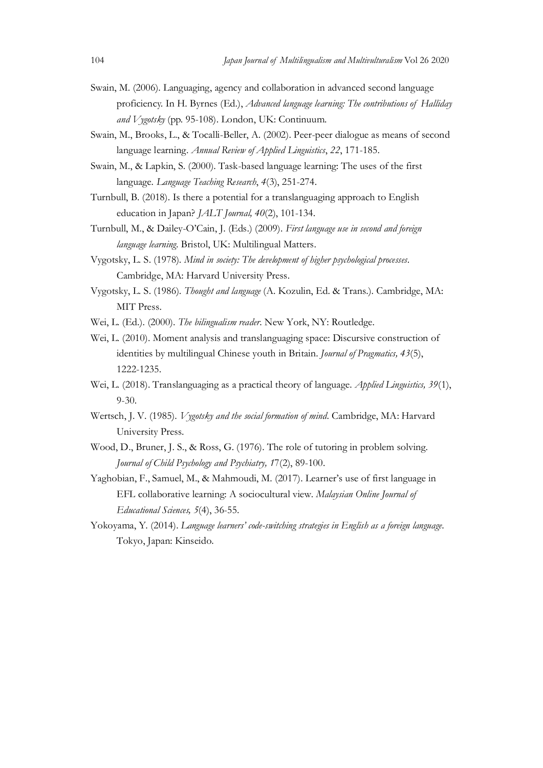Swain, M. (2006). Languaging, agency and collaboration in advanced second language proficiency. In H. Byrnes (Ed.), *Advanced language learning: The contributions of Halliday and Vygotsky* (pp. 95-108). London, UK: Continuum.

Swain, M., Brooks, L., & Tocalli-Beller, A. (2002). Peer-peer dialogue as means of second language learning. *Annual Review of Applied Linguistics*, *22*, 171-185.

Swain, M., & Lapkin, S. (2000). Task-based language learning: The uses of the first language. *Language Teaching Research*, *4*(3), 251-274.

Turnbull, B. (2018). Is there a potential for a translanguaging approach to English education in Japan? *JALT Journal, 40*(2), 101-134.

Turnbull, M., & Dailey-O'Cain, J. (Eds.) (2009). *First language use in second and foreign language learning*. Bristol, UK: Multilingual Matters.

Vygotsky, L. S. (1978). *Mind in society: The development of higher psychological processes*. Cambridge, MA: Harvard University Press.

Vygotsky, L. S. (1986). *Thought and language* (A. Kozulin, Ed. & Trans.). Cambridge, MA: MIT Press.

Wei, L. (Ed.). (2000). *The bilingualism reader*. New York, NY: Routledge.

Wei, L. (2010). Moment analysis and translanguaging space: Discursive construction of identities by multilingual Chinese youth in Britain. *Journal of Pragmatics, 43*(5), 1222-1235.

Wei, L. (2018). Translanguaging as a practical theory of language. *Applied Linguistics, 39*(1), 9-30.

Wertsch, J. V. (1985). *Vygotsky and the social formation of mind*. Cambridge, MA: Harvard University Press.

Wood, D., Bruner, J. S., & Ross, G. (1976). The role of tutoring in problem solving. *Journal of Child Psychology and Psychiatry, 1*7(2), 89-100.

Yaghobian, F., Samuel, M., & Mahmoudi, M. (2017). Learner's use of first language in EFL collaborative learning: A sociocultural view. *Malaysian Online Journal of Educational Sciences, 5*(4), 36-55.

Yokoyama, Y. (2014). *Language learners' code-switching strategies in English as a foreign language*. Tokyo, Japan: Kinseido.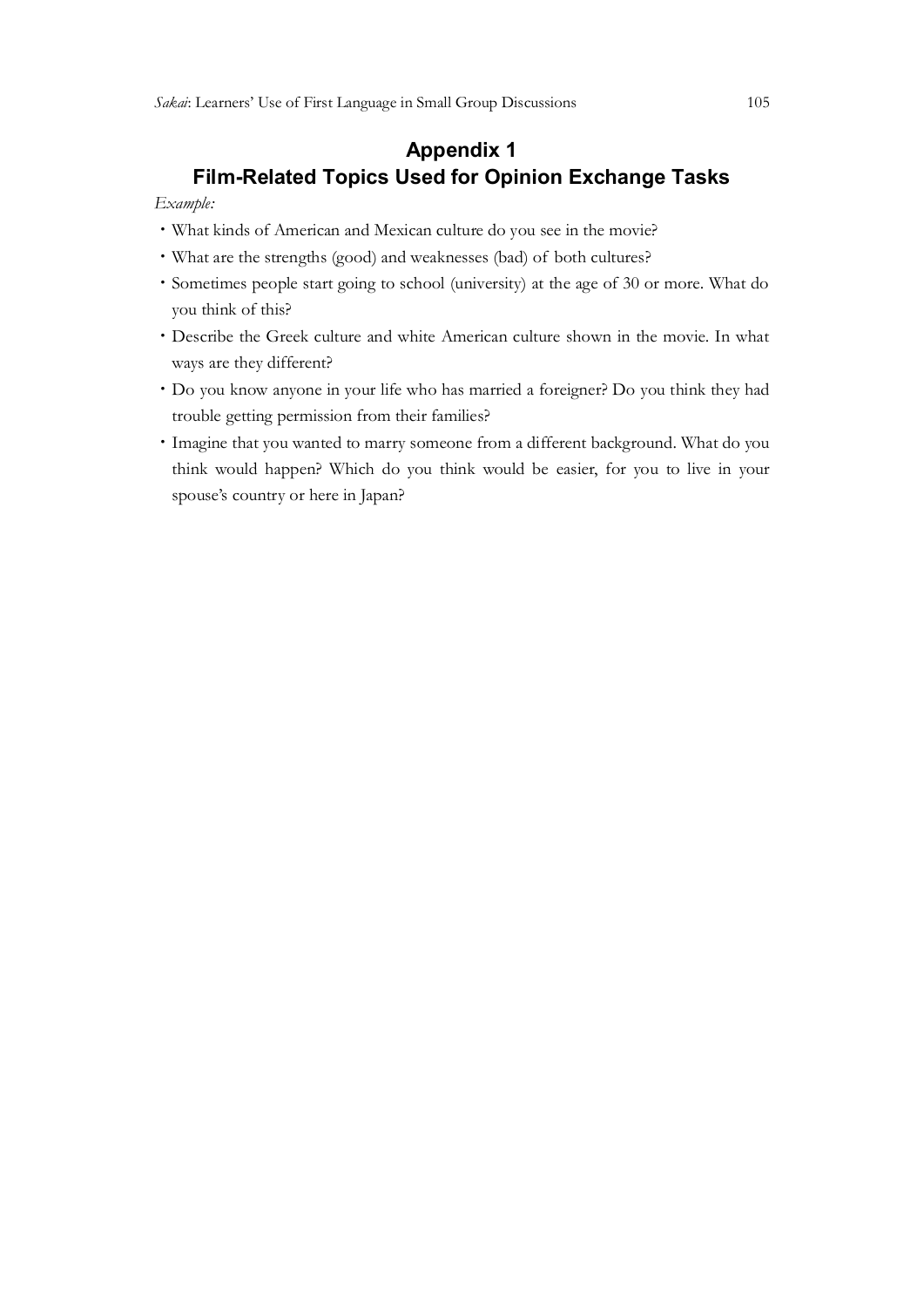## Appendix 1
## Film-Related Topics Used for Opinion Exchange Tasks

*Example:*

- What kinds of American and Mexican culture do you see in the movie?
- What are the strengths (good) and weaknesses (bad) of both cultures?
- Sometimes people start going to school (university) at the age of 30 or more. What do you think of this?
- Describe the Greek culture and white American culture shown in the movie. In what ways are they different?
- Do you know anyone in your life who has married a foreigner? Do you think they had trouble getting permission from their families?
- Imagine that you wanted to marry someone from a different background. What do you think would happen? Which do you think would be easier, for you to live in your spouse's country or here in Japan?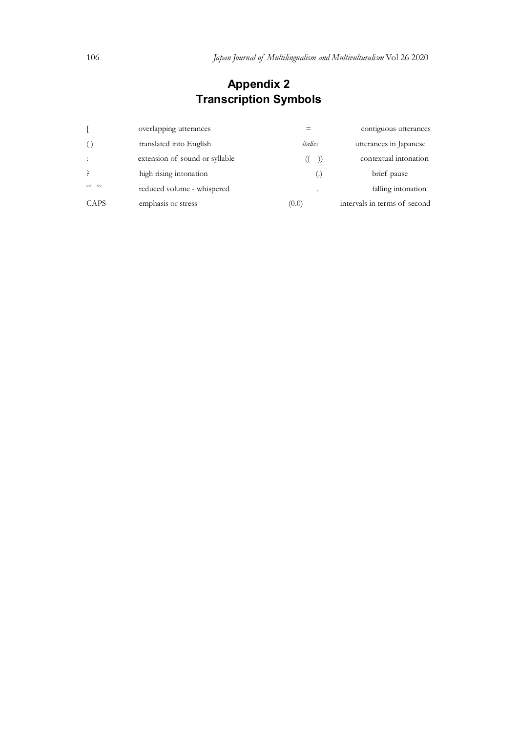# Appendix 2
# Transcription Symbols

| | | | |
|---|---|---|---|
| [ | overlapping utterances | = | contiguous utterances |
| ( ) | translated into English | *italics* | utterances in Japanese |
| : | extension of sound or syllable | (( )) | contextual intonation |
| ? | high rising intonation | (.) | brief pause |
| °° °° | reduced volume - whispered | . | falling intonation |
| CAPS | emphasis or stress | (0.0) | intervals in terms of second |